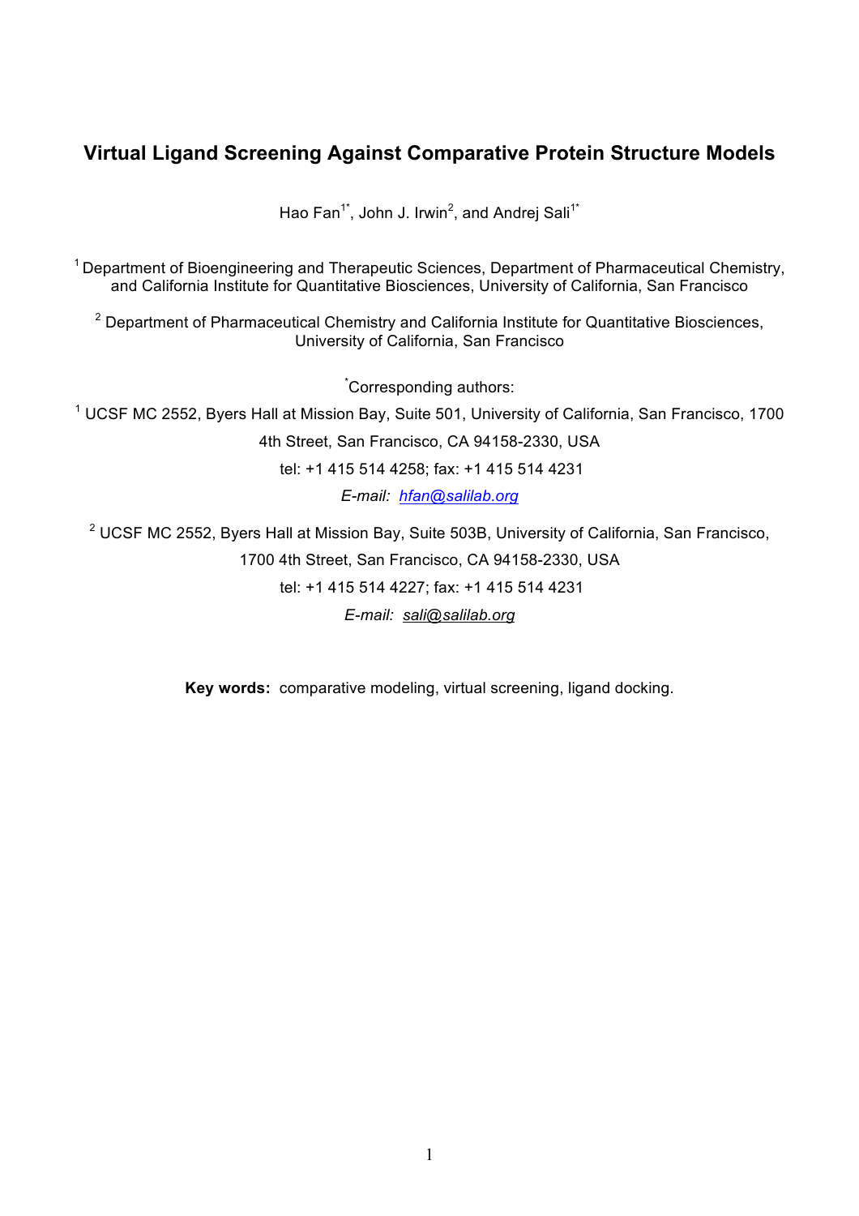# Virtual Ligand Screening Against Comparative Protein Structure Models

Hao Fan[1*], John J. Irwin[2], and Andrej Sali[1*]

[1] Department of Bioengineering and Therapeutic Sciences, Department of Pharmaceutical Chemistry, and California Institute for Quantitative Biosciences, University of California, San Francisco

[2] Department of Pharmaceutical Chemistry and California Institute for Quantitative Biosciences, University of California, San Francisco

[*]Corresponding authors:

[1] UCSF MC 2552, Byers Hall at Mission Bay, Suite 501, University of California, San Francisco, 1700 4th Street, San Francisco, CA 94158-2330, USA

tel: +1 415 514 4258; fax: +1 415 514 4231

*E-mail: hfan@salilab.org*

[2] UCSF MC 2552, Byers Hall at Mission Bay, Suite 503B, University of California, San Francisco, 1700 4th Street, San Francisco, CA 94158-2330, USA

tel: +1 415 514 4227; fax: +1 415 514 4231

*E-mail: sali@salilab.org*

**Key words:** comparative modeling, virtual screening, ligand docking.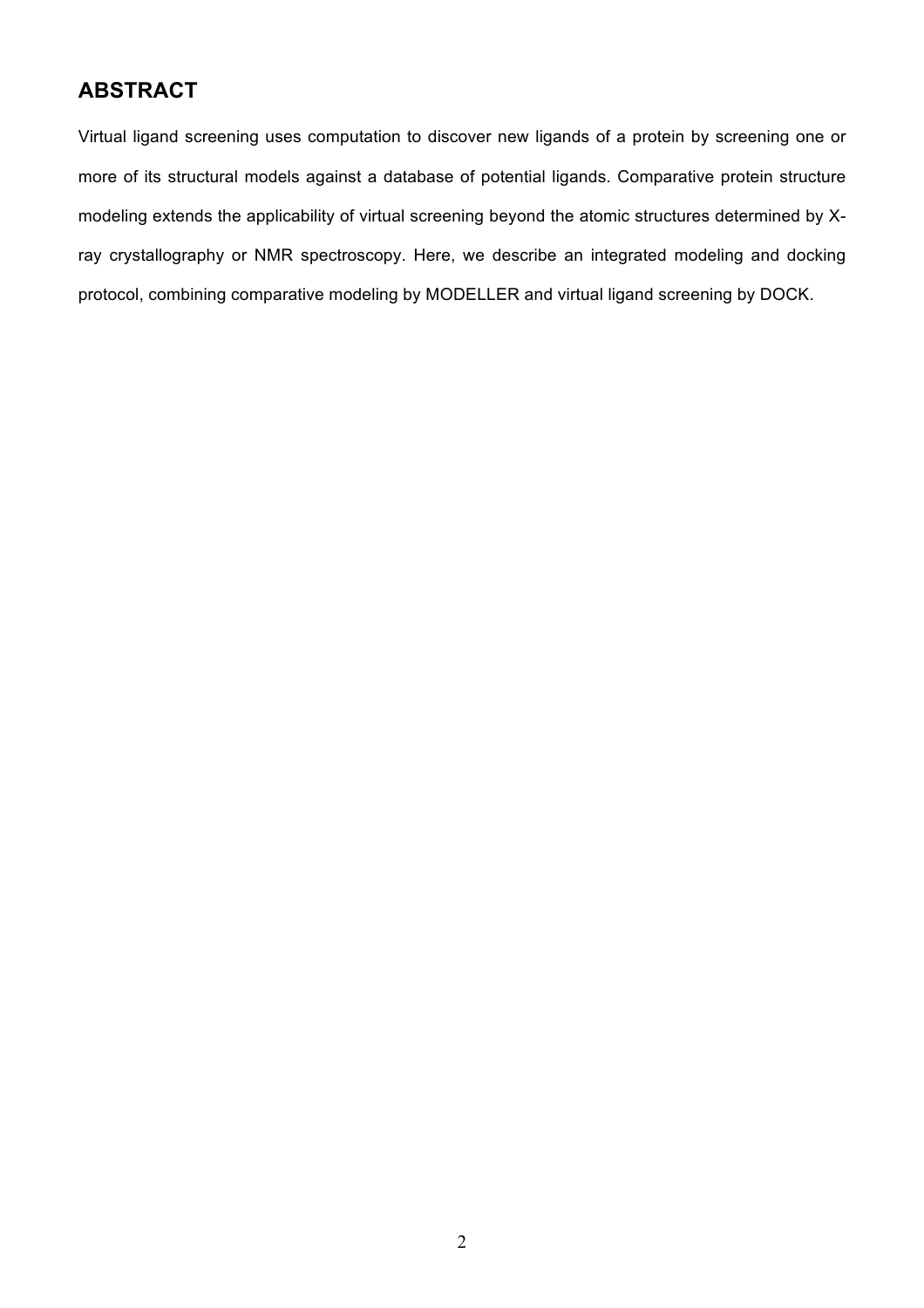## ABSTRACT

Virtual ligand screening uses computation to discover new ligands of a protein by screening one or more of its structural models against a database of potential ligands. Comparative protein structure modeling extends the applicability of virtual screening beyond the atomic structures determined by X-ray crystallography or NMR spectroscopy. Here, we describe an integrated modeling and docking protocol, combining comparative modeling by MODELLER and virtual ligand screening by DOCK.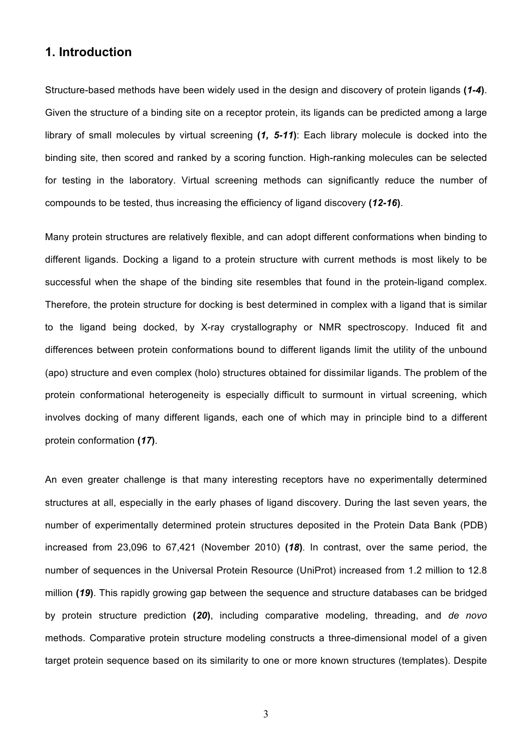## 1. Introduction

Structure-based methods have been widely used in the design and discovery of protein ligands (***1-4***). Given the structure of a binding site on a receptor protein, its ligands can be predicted among a large library of small molecules by virtual screening (***1, 5-11***): Each library molecule is docked into the binding site, then scored and ranked by a scoring function. High-ranking molecules can be selected for testing in the laboratory. Virtual screening methods can significantly reduce the number of compounds to be tested, thus increasing the efficiency of ligand discovery (***12-16***).

Many protein structures are relatively flexible, and can adopt different conformations when binding to different ligands. Docking a ligand to a protein structure with current methods is most likely to be successful when the shape of the binding site resembles that found in the protein-ligand complex. Therefore, the protein structure for docking is best determined in complex with a ligand that is similar to the ligand being docked, by X-ray crystallography or NMR spectroscopy. Induced fit and differences between protein conformations bound to different ligands limit the utility of the unbound (apo) structure and even complex (holo) structures obtained for dissimilar ligands. The problem of the protein conformational heterogeneity is especially difficult to surmount in virtual screening, which involves docking of many different ligands, each one of which may in principle bind to a different protein conformation (***17***).

An even greater challenge is that many interesting receptors have no experimentally determined structures at all, especially in the early phases of ligand discovery. During the last seven years, the number of experimentally determined protein structures deposited in the Protein Data Bank (PDB) increased from 23,096 to 67,421 (November 2010) (***18***). In contrast, over the same period, the number of sequences in the Universal Protein Resource (UniProt) increased from 1.2 million to 12.8 million (***19***). This rapidly growing gap between the sequence and structure databases can be bridged by protein structure prediction (***20***), including comparative modeling, threading, and *de novo* methods. Comparative protein structure modeling constructs a three-dimensional model of a given target protein sequence based on its similarity to one or more known structures (templates). Despite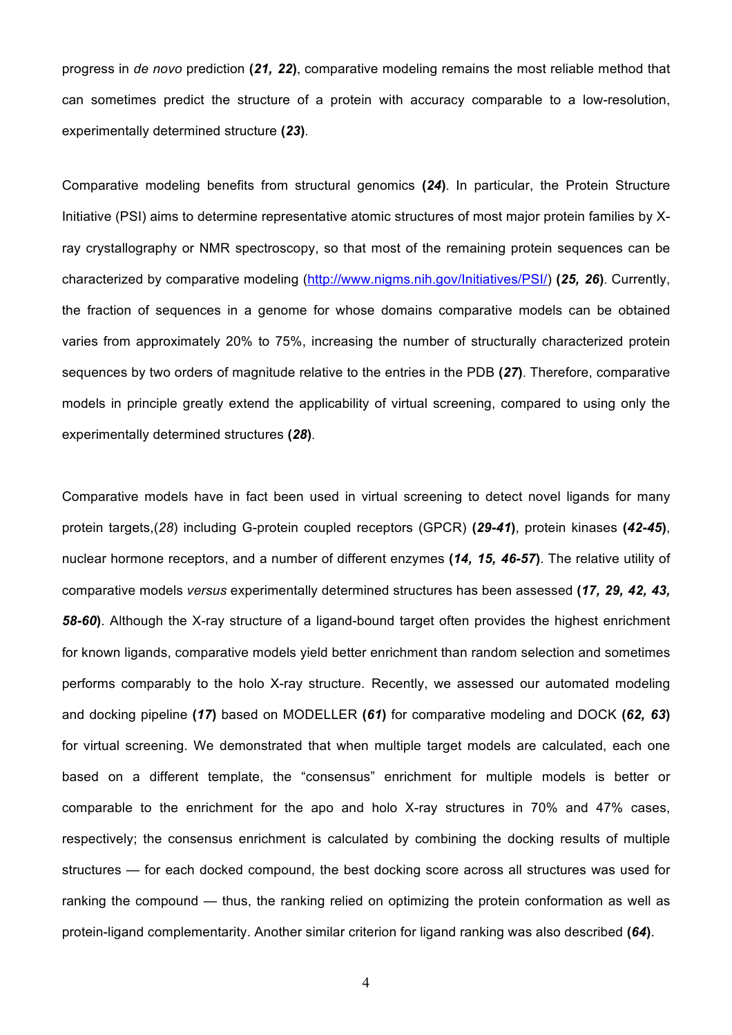progress in *de novo* prediction **(*21, 22*)**, comparative modeling remains the most reliable method that can sometimes predict the structure of a protein with accuracy comparable to a low-resolution, experimentally determined structure **(*23*)**.

Comparative modeling benefits from structural genomics **(*24*)**. In particular, the Protein Structure Initiative (PSI) aims to determine representative atomic structures of most major protein families by X-ray crystallography or NMR spectroscopy, so that most of the remaining protein sequences can be characterized by comparative modeling (http://www.nigms.nih.gov/Initiatives/PSI/) **(*25, 26*)**. Currently, the fraction of sequences in a genome for whose domains comparative models can be obtained varies from approximately 20% to 75%, increasing the number of structurally characterized protein sequences by two orders of magnitude relative to the entries in the PDB **(*27*)**. Therefore, comparative models in principle greatly extend the applicability of virtual screening, compared to using only the experimentally determined structures **(*28*)**.

Comparative models have in fact been used in virtual screening to detect novel ligands for many protein targets,(*28*) including G-protein coupled receptors (GPCR) **(*29-41*)**, protein kinases **(*42-45*)**, nuclear hormone receptors, and a number of different enzymes **(*14, 15, 46-57*)**. The relative utility of comparative models *versus* experimentally determined structures has been assessed **(*17, 29, 42, 43, 58-60*)**. Although the X-ray structure of a ligand-bound target often provides the highest enrichment for known ligands, comparative models yield better enrichment than random selection and sometimes performs comparably to the holo X-ray structure. Recently, we assessed our automated modeling and docking pipeline **(*17*)** based on MODELLER **(*61*)** for comparative modeling and DOCK **(*62, 63*)** for virtual screening. We demonstrated that when multiple target models are calculated, each one based on a different template, the "consensus" enrichment for multiple models is better or comparable to the enrichment for the apo and holo X-ray structures in 70% and 47% cases, respectively; the consensus enrichment is calculated by combining the docking results of multiple structures — for each docked compound, the best docking score across all structures was used for ranking the compound — thus, the ranking relied on optimizing the protein conformation as well as protein-ligand complementarity. Another similar criterion for ligand ranking was also described **(*64*)**.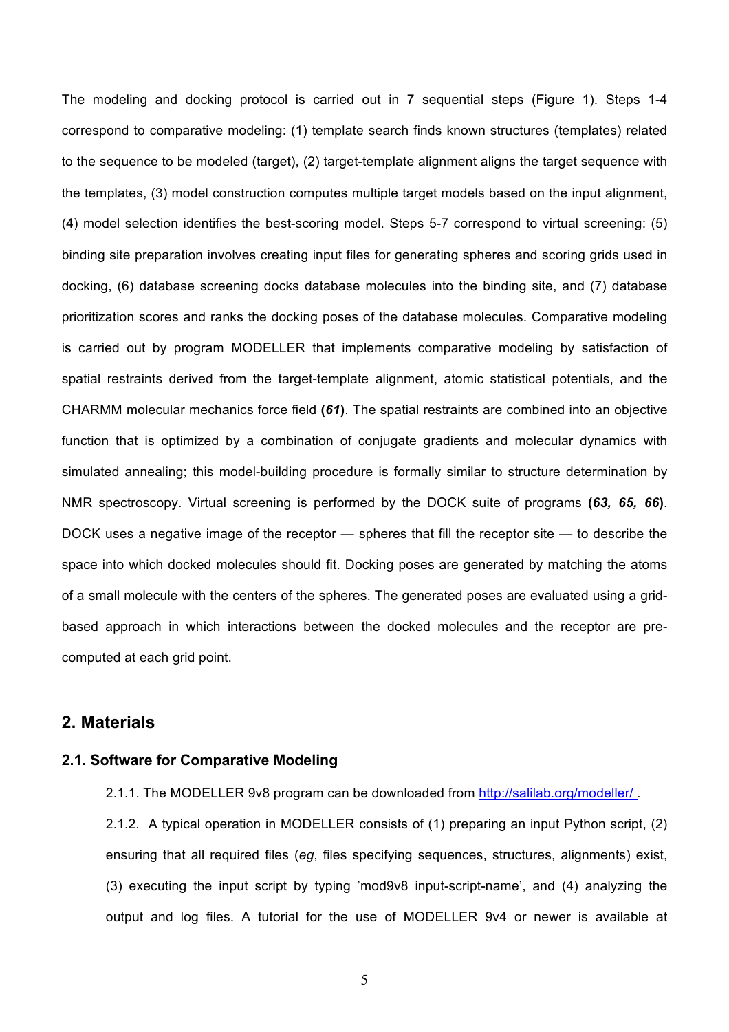The modeling and docking protocol is carried out in 7 sequential steps (Figure 1). Steps 1-4 correspond to comparative modeling: (1) template search finds known structures (templates) related to the sequence to be modeled (target), (2) target-template alignment aligns the target sequence with the templates, (3) model construction computes multiple target models based on the input alignment, (4) model selection identifies the best-scoring model. Steps 5-7 correspond to virtual screening: (5) binding site preparation involves creating input files for generating spheres and scoring grids used in docking, (6) database screening docks database molecules into the binding site, and (7) database prioritization scores and ranks the docking poses of the database molecules. Comparative modeling is carried out by program MODELLER that implements comparative modeling by satisfaction of spatial restraints derived from the target-template alignment, atomic statistical potentials, and the CHARMM molecular mechanics force field **(*61*)**. The spatial restraints are combined into an objective function that is optimized by a combination of conjugate gradients and molecular dynamics with simulated annealing; this model-building procedure is formally similar to structure determination by NMR spectroscopy. Virtual screening is performed by the DOCK suite of programs **(*63, 65, 66*)**. DOCK uses a negative image of the receptor — spheres that fill the receptor site — to describe the space into which docked molecules should fit. Docking poses are generated by matching the atoms of a small molecule with the centers of the spheres. The generated poses are evaluated using a grid-based approach in which interactions between the docked molecules and the receptor are pre-computed at each grid point.

## 2. Materials

### 2.1. Software for Comparative Modeling

2.1.1. The MODELLER 9v8 program can be downloaded from http://salilab.org/modeller/ .

2.1.2. A typical operation in MODELLER consists of (1) preparing an input Python script, (2) ensuring that all required files (*eg*, files specifying sequences, structures, alignments) exist, (3) executing the input script by typing 'mod9v8 input-script-name', and (4) analyzing the output and log files. A tutorial for the use of MODELLER 9v4 or newer is available at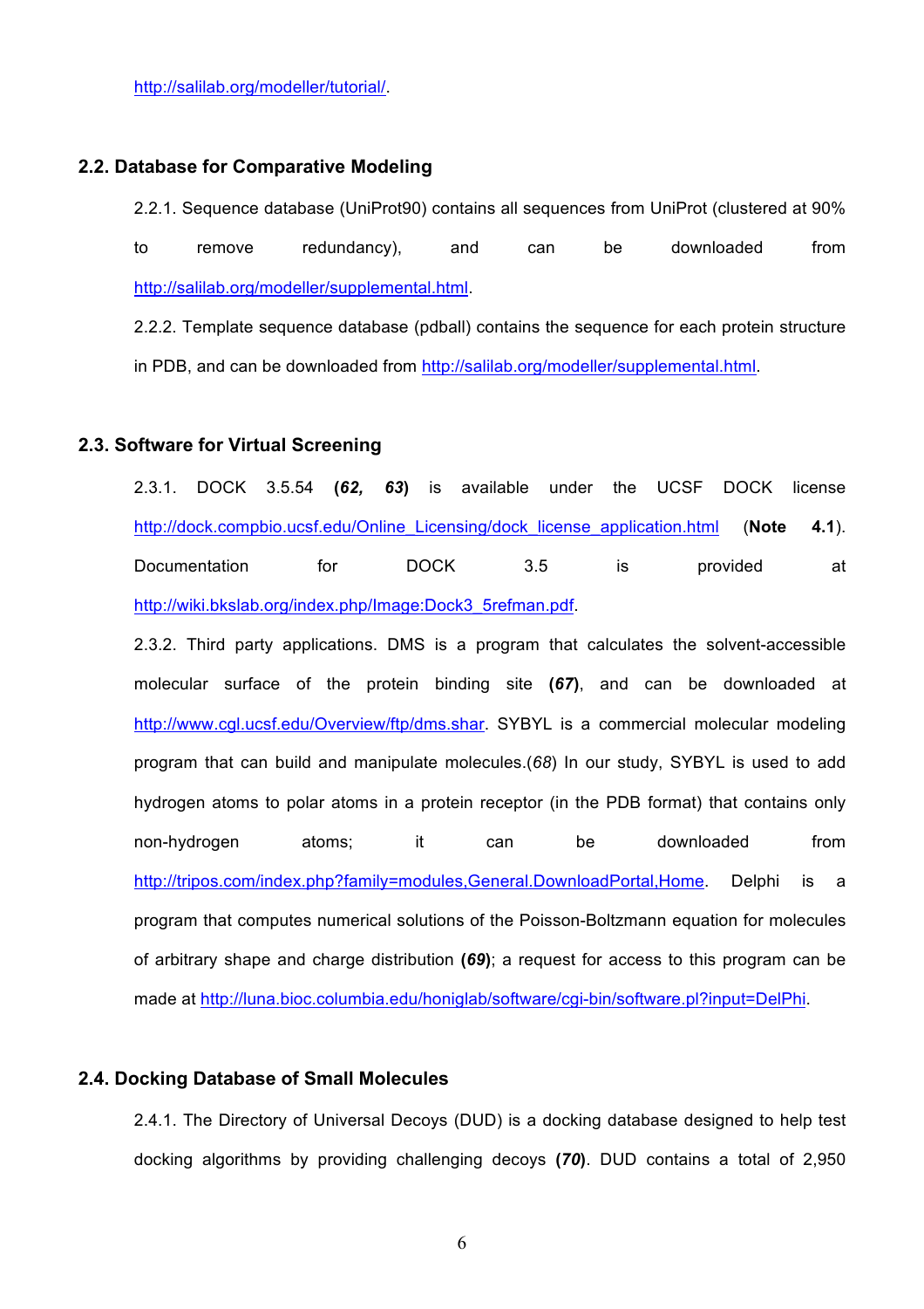http://salilab.org/modeller/tutorial/.

### 2.2. Database for Comparative Modeling

2.2.1. Sequence database (UniProt90) contains all sequences from UniProt (clustered at 90% to remove redundancy), and can be downloaded from http://salilab.org/modeller/supplemental.html.

2.2.2. Template sequence database (pdball) contains the sequence for each protein structure in PDB, and can be downloaded from http://salilab.org/modeller/supplemental.html.

### 2.3. Software for Virtual Screening

2.3.1. DOCK 3.5.54 **(*62, 63*)** is available under the UCSF DOCK license http://dock.compbio.ucsf.edu/Online_Licensing/dock_license_application.html (**Note 4.1**). Documentation for DOCK 3.5 is provided at http://wiki.bkslab.org/index.php/Image:Dock3_5refman.pdf.

2.3.2. Third party applications. DMS is a program that calculates the solvent-accessible molecular surface of the protein binding site **(*67*)**, and can be downloaded at http://www.cgl.ucsf.edu/Overview/ftp/dms.shar. SYBYL is a commercial molecular modeling program that can build and manipulate molecules.(*68*) In our study, SYBYL is used to add hydrogen atoms to polar atoms in a protein receptor (in the PDB format) that contains only non-hydrogen atoms; it can be downloaded from http://tripos.com/index.php?family=modules,General.DownloadPortal,Home. Delphi is a program that computes numerical solutions of the Poisson-Boltzmann equation for molecules of arbitrary shape and charge distribution **(*69*)**; a request for access to this program can be made at http://luna.bioc.columbia.edu/honiglab/software/cgi-bin/software.pl?input=DelPhi.

### 2.4. Docking Database of Small Molecules

2.4.1. The Directory of Universal Decoys (DUD) is a docking database designed to help test docking algorithms by providing challenging decoys **(*70*)**. DUD contains a total of 2,950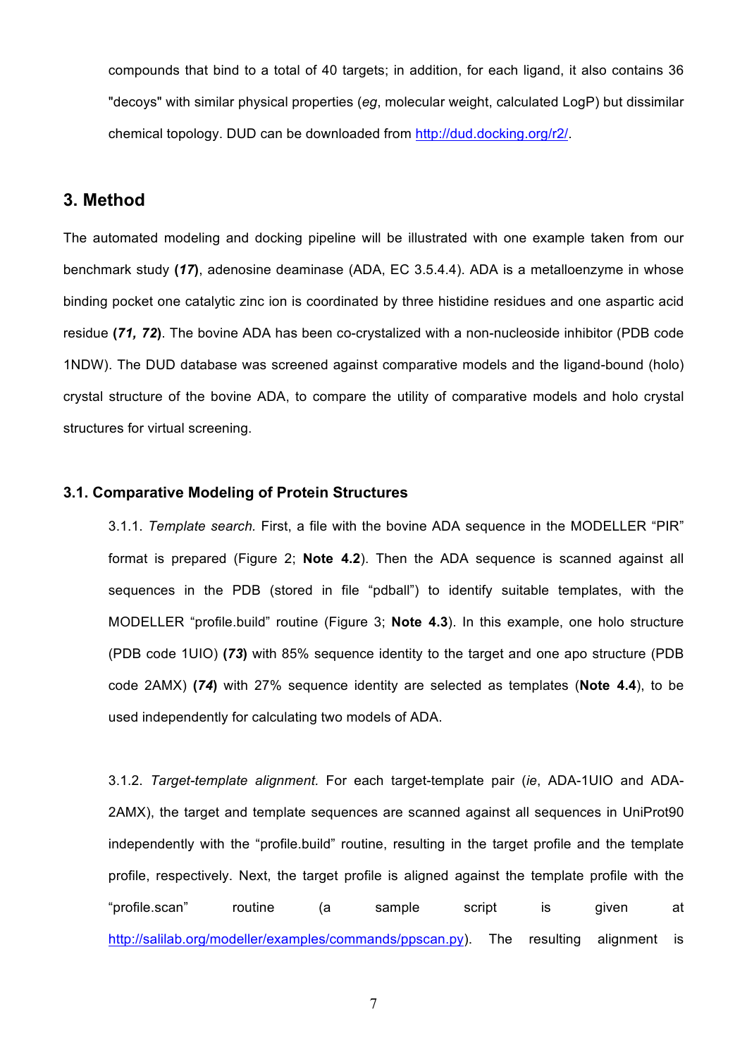compounds that bind to a total of 40 targets; in addition, for each ligand, it also contains 36 "decoys" with similar physical properties (*eg*, molecular weight, calculated LogP) but dissimilar chemical topology. DUD can be downloaded from http://dud.docking.org/r2/.

## 3. Method

The automated modeling and docking pipeline will be illustrated with one example taken from our benchmark study **(*17*)**, adenosine deaminase (ADA, EC 3.5.4.4). ADA is a metalloenzyme in whose binding pocket one catalytic zinc ion is coordinated by three histidine residues and one aspartic acid residue **(*71, 72*)**. The bovine ADA has been co-crystalized with a non-nucleoside inhibitor (PDB code 1NDW). The DUD database was screened against comparative models and the ligand-bound (holo) crystal structure of the bovine ADA, to compare the utility of comparative models and holo crystal structures for virtual screening.

### 3.1. Comparative Modeling of Protein Structures

3.1.1. *Template search.* First, a file with the bovine ADA sequence in the MODELLER "PIR" format is prepared (Figure 2; **Note 4.2**). Then the ADA sequence is scanned against all sequences in the PDB (stored in file "pdball") to identify suitable templates, with the MODELLER "profile.build" routine (Figure 3; **Note 4.3**). In this example, one holo structure (PDB code 1UIO) **(*73*)** with 85% sequence identity to the target and one apo structure (PDB code 2AMX) **(*74*)** with 27% sequence identity are selected as templates (**Note 4.4**), to be used independently for calculating two models of ADA.

3.1.2. *Target-template alignment.* For each target-template pair (*ie*, ADA-1UIO and ADA-2AMX), the target and template sequences are scanned against all sequences in UniProt90 independently with the "profile.build" routine, resulting in the target profile and the template profile, respectively. Next, the target profile is aligned against the template profile with the "profile.scan" routine (a sample script is given at http://salilab.org/modeller/examples/commands/ppscan.py). The resulting alignment is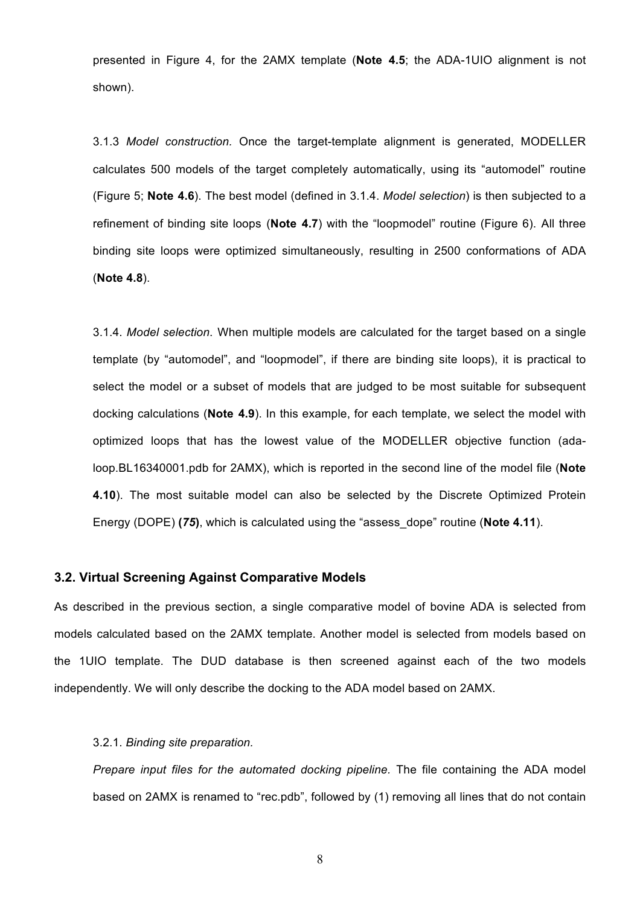presented in Figure 4, for the 2AMX template (**Note 4.5**; the ADA-1UIO alignment is not shown).

3.1.3 *Model construction.* Once the target-template alignment is generated, MODELLER calculates 500 models of the target completely automatically, using its "automodel" routine (Figure 5; **Note 4.6**). The best model (defined in 3.1.4. *Model selection*) is then subjected to a refinement of binding site loops (**Note 4.7**) with the "loopmodel" routine (Figure 6). All three binding site loops were optimized simultaneously, resulting in 2500 conformations of ADA (**Note 4.8**).

3.1.4. *Model selection.* When multiple models are calculated for the target based on a single template (by "automodel", and "loopmodel", if there are binding site loops), it is practical to select the model or a subset of models that are judged to be most suitable for subsequent docking calculations (**Note 4.9**). In this example, for each template, we select the model with optimized loops that has the lowest value of the MODELLER objective function (ada-loop.BL16340001.pdb for 2AMX), which is reported in the second line of the model file (**Note 4.10**). The most suitable model can also be selected by the Discrete Optimized Protein Energy (DOPE) **(*75*)**, which is calculated using the "assess_dope" routine (**Note 4.11**).

### 3.2. Virtual Screening Against Comparative Models

As described in the previous section, a single comparative model of bovine ADA is selected from models calculated based on the 2AMX template. Another model is selected from models based on the 1UIO template. The DUD database is then screened against each of the two models independently. We will only describe the docking to the ADA model based on 2AMX.

3.2.1. *Binding site preparation.*

*Prepare input files for the automated docking pipeline.* The file containing the ADA model based on 2AMX is renamed to "rec.pdb", followed by (1) removing all lines that do not contain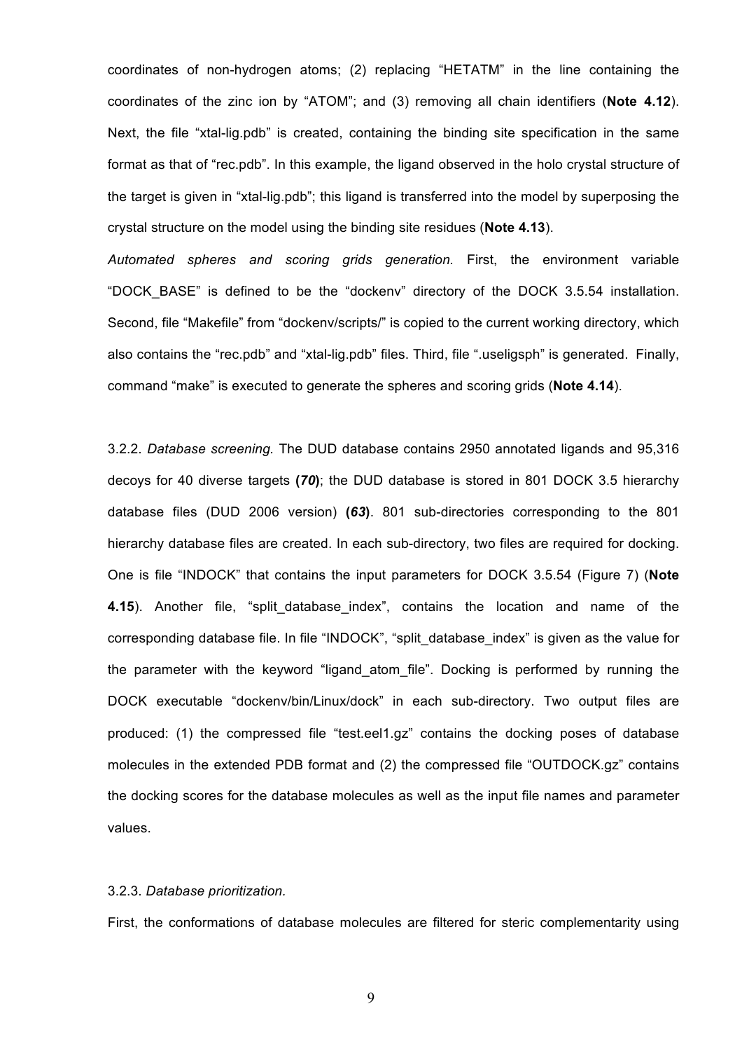coordinates of non-hydrogen atoms; (2) replacing "HETATM" in the line containing the coordinates of the zinc ion by "ATOM"; and (3) removing all chain identifiers (**Note 4.12**). Next, the file "xtal-lig.pdb" is created, containing the binding site specification in the same format as that of "rec.pdb". In this example, the ligand observed in the holo crystal structure of the target is given in "xtal-lig.pdb"; this ligand is transferred into the model by superposing the crystal structure on the model using the binding site residues (**Note 4.13**).

*Automated spheres and scoring grids generation.* First, the environment variable "DOCK_BASE" is defined to be the "dockenv" directory of the DOCK 3.5.54 installation. Second, file "Makefile" from "dockenv/scripts/" is copied to the current working directory, which also contains the "rec.pdb" and "xtal-lig.pdb" files. Third, file ".useligsph" is generated. Finally, command "make" is executed to generate the spheres and scoring grids (**Note 4.14**).

3.2.2. *Database screening.* The DUD database contains 2950 annotated ligands and 95,316 decoys for 40 diverse targets **(*70*)**; the DUD database is stored in 801 DOCK 3.5 hierarchy database files (DUD 2006 version) **(*63*)**. 801 sub-directories corresponding to the 801 hierarchy database files are created. In each sub-directory, two files are required for docking. One is file "INDOCK" that contains the input parameters for DOCK 3.5.54 (Figure 7) (**Note 4.15**). Another file, "split_database_index", contains the location and name of the corresponding database file. In file "INDOCK", "split_database_index" is given as the value for the parameter with the keyword "ligand_atom_file". Docking is performed by running the DOCK executable "dockenv/bin/Linux/dock" in each sub-directory. Two output files are produced: (1) the compressed file "test.eel1.gz" contains the docking poses of database molecules in the extended PDB format and (2) the compressed file "OUTDOCK.gz" contains the docking scores for the database molecules as well as the input file names and parameter values.

3.2.3. *Database prioritization.*

First, the conformations of database molecules are filtered for steric complementarity using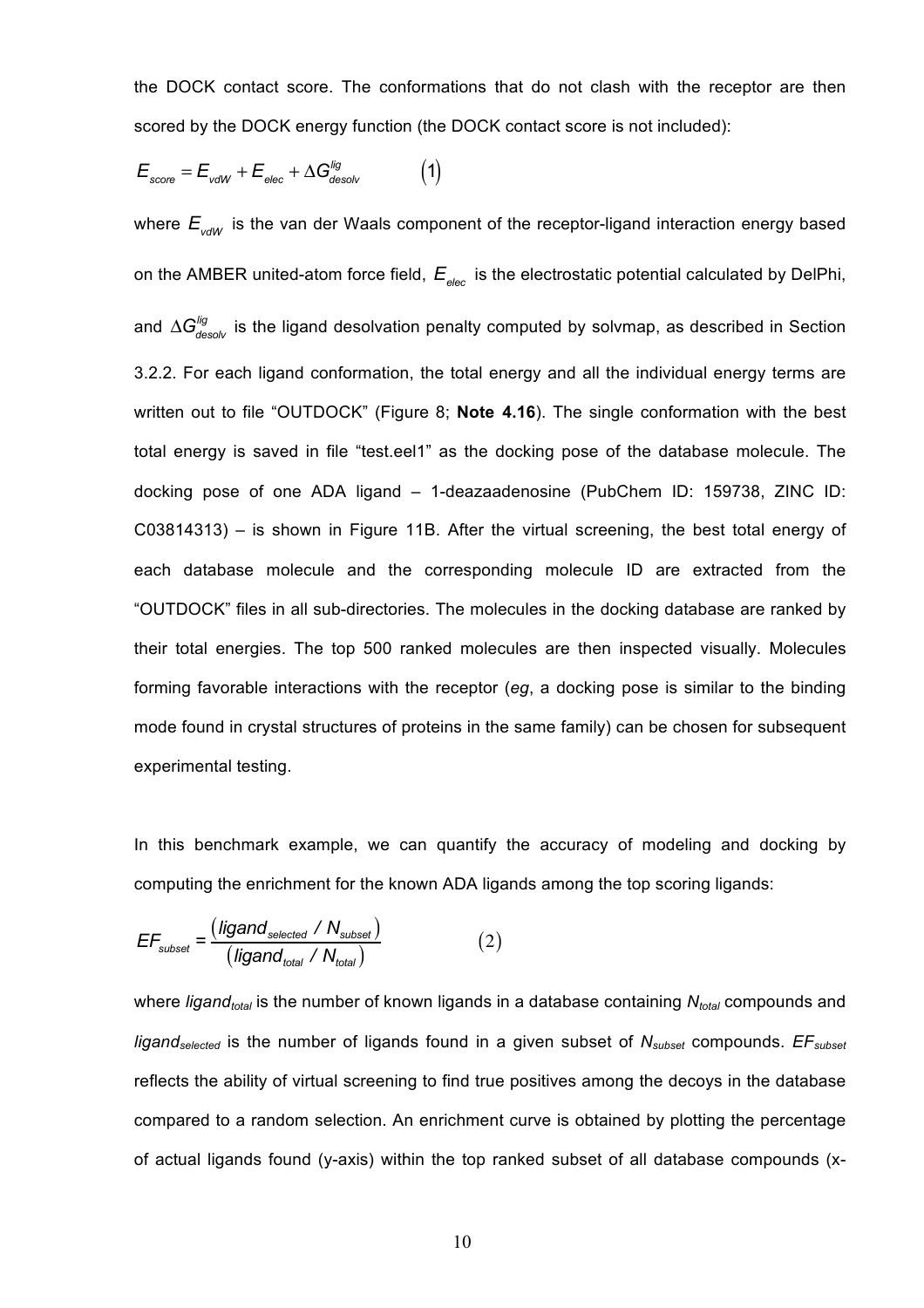the DOCK contact score. The conformations that do not clash with the receptor are then scored by the DOCK energy function (the DOCK contact score is not included):

$$E_{score} = E_{vdW} + E_{elec} + \Delta G_{desolv}^{lig} \qquad (1)$$

where $E_{vdW}$ is the van der Waals component of the receptor-ligand interaction energy based on the AMBER united-atom force field, $E_{elec}$ is the electrostatic potential calculated by DelPhi, and $\Delta G_{desolv}^{lig}$ is the ligand desolvation penalty computed by solvmap, as described in Section 3.2.2. For each ligand conformation, the total energy and all the individual energy terms are written out to file "OUTDOCK" (Figure 8; **Note 4.16**). The single conformation with the best total energy is saved in file "test.eel1" as the docking pose of the database molecule. The docking pose of one ADA ligand – 1-deazaadenosine (PubChem ID: 159738, ZINC ID: C03814313) – is shown in Figure 11B. After the virtual screening, the best total energy of each database molecule and the corresponding molecule ID are extracted from the "OUTDOCK" files in all sub-directories. The molecules in the docking database are ranked by their total energies. The top 500 ranked molecules are then inspected visually. Molecules forming favorable interactions with the receptor (*eg*, a docking pose is similar to the binding mode found in crystal structures of proteins in the same family) can be chosen for subsequent experimental testing.

In this benchmark example, we can quantify the accuracy of modeling and docking by computing the enrichment for the known ADA ligands among the top scoring ligands:

$$EF_{subset} = \frac{\left(ligand_{selected} \;/\; N_{subset}\right)}{\left(ligand_{total} \;/\; N_{total}\right)} \qquad (2)$$

where $ligand_{total}$ is the number of known ligands in a database containing $N_{total}$ compounds and $ligand_{selected}$ is the number of ligands found in a given subset of $N_{subset}$ compounds. $EF_{subset}$ reflects the ability of virtual screening to find true positives among the decoys in the database compared to a random selection. An enrichment curve is obtained by plotting the percentage of actual ligands found (y-axis) within the top ranked subset of all database compounds (x-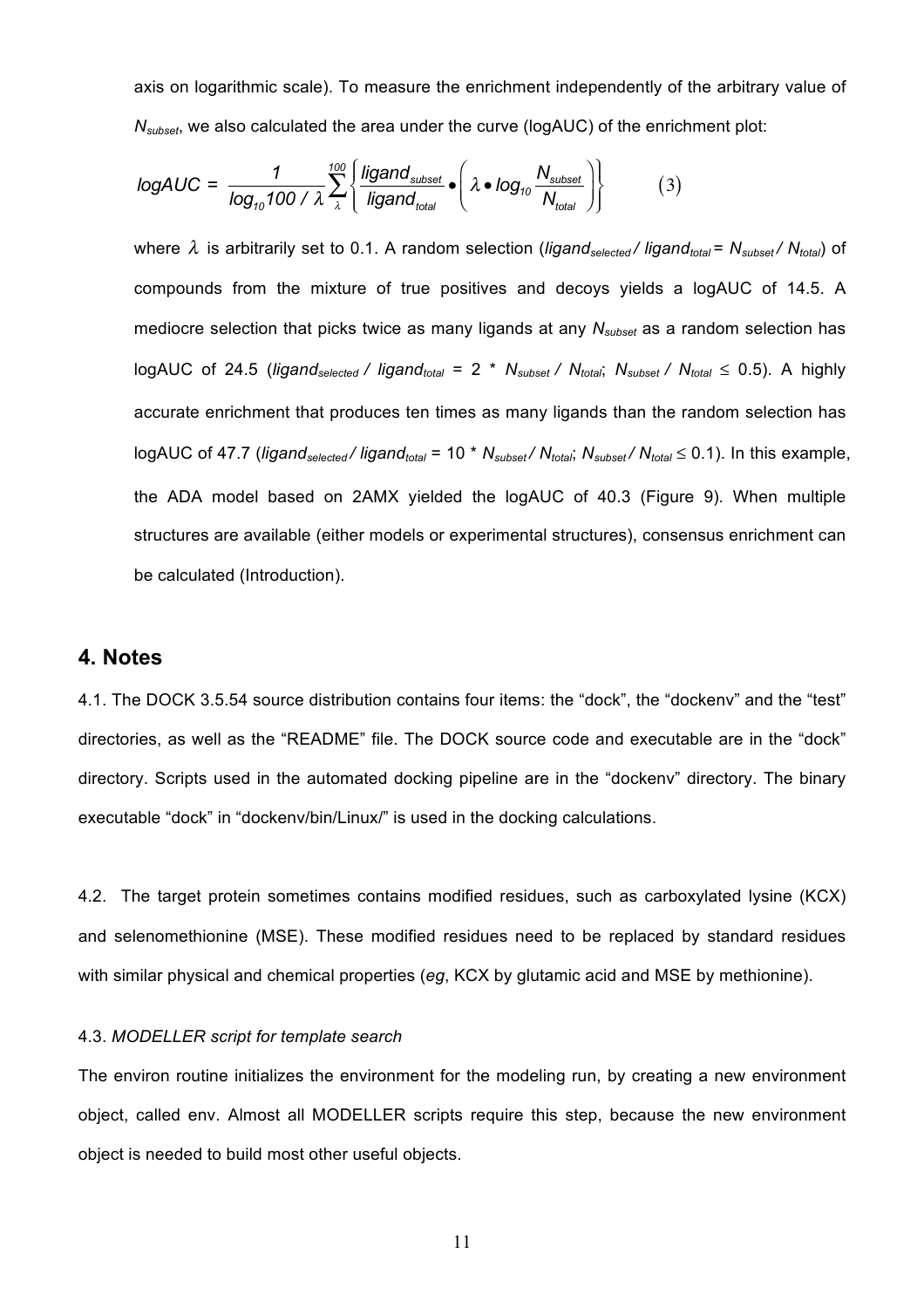axis on logarithmic scale). To measure the enrichment independently of the arbitrary value of $N_{subset}$, we also calculated the area under the curve (logAUC) of the enrichment plot:

$$logAUC = \frac{1}{log_{10}100 / \lambda} \sum_{\lambda}^{100} \left\{ \frac{ligand_{subset}}{ligand_{total}} \bullet \left( \lambda \bullet log_{10} \frac{N_{subset}}{N_{total}} \right) \right\} \qquad (3)$$

where $\lambda$ is arbitrarily set to 0.1. A random selection ($ligand_{selected} / ligand_{total} = N_{subset} / N_{total}$) of compounds from the mixture of true positives and decoys yields a logAUC of 14.5. A mediocre selection that picks twice as many ligands at any $N_{subset}$ as a random selection has logAUC of 24.5 ($ligand_{selected} / ligand_{total} = 2 * N_{subset} / N_{total}$; $N_{subset} / N_{total} \leq 0.5$). A highly accurate enrichment that produces ten times as many ligands than the random selection has logAUC of 47.7 ($ligand_{selected} / ligand_{total} = 10 * N_{subset} / N_{total}$; $N_{subset} / N_{total} \leq 0.1$). In this example, the ADA model based on 2AMX yielded the logAUC of 40.3 (Figure 9). When multiple structures are available (either models or experimental structures), consensus enrichment can be calculated (Introduction).

## 4. Notes

4.1. The DOCK 3.5.54 source distribution contains four items: the "dock", the "dockenv" and the "test" directories, as well as the "README" file. The DOCK source code and executable are in the "dock" directory. Scripts used in the automated docking pipeline are in the "dockenv" directory. The binary executable "dock" in "dockenv/bin/Linux/" is used in the docking calculations.

4.2. The target protein sometimes contains modified residues, such as carboxylated lysine (KCX) and selenomethionine (MSE). These modified residues need to be replaced by standard residues with similar physical and chemical properties (*eg*, KCX by glutamic acid and MSE by methionine).

4.3. *MODELLER script for template search*

The environ routine initializes the environment for the modeling run, by creating a new environment object, called env. Almost all MODELLER scripts require this step, because the new environment object is needed to build most other useful objects.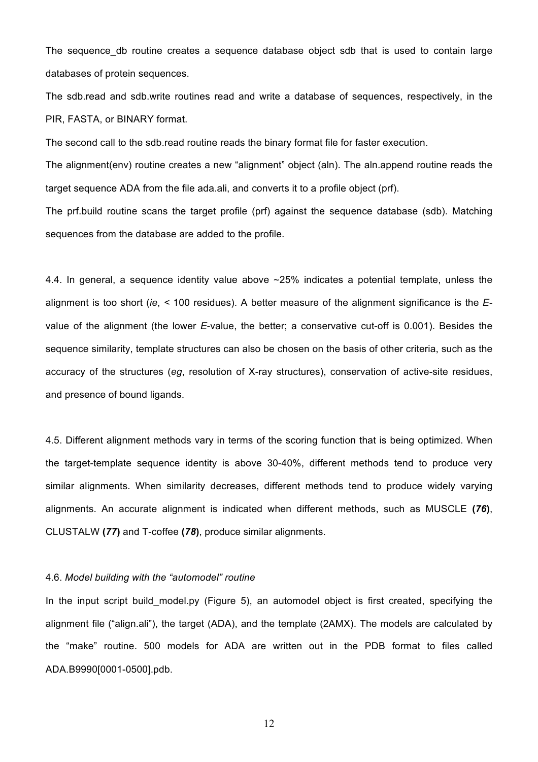The sequence_db routine creates a sequence database object sdb that is used to contain large databases of protein sequences.

The sdb.read and sdb.write routines read and write a database of sequences, respectively, in the PIR, FASTA, or BINARY format.

The second call to the sdb.read routine reads the binary format file for faster execution.

The alignment(env) routine creates a new "alignment" object (aln). The aln.append routine reads the target sequence ADA from the file ada.ali, and converts it to a profile object (prf).

The prf.build routine scans the target profile (prf) against the sequence database (sdb). Matching sequences from the database are added to the profile.

4.4. In general, a sequence identity value above ~25% indicates a potential template, unless the alignment is too short (*ie*, < 100 residues). A better measure of the alignment significance is the *E*-value of the alignment (the lower *E*-value, the better; a conservative cut-off is 0.001). Besides the sequence similarity, template structures can also be chosen on the basis of other criteria, such as the accuracy of the structures (*eg*, resolution of X-ray structures), conservation of active-site residues, and presence of bound ligands.

4.5. Different alignment methods vary in terms of the scoring function that is being optimized. When the target-template sequence identity is above 30-40%, different methods tend to produce very similar alignments. When similarity decreases, different methods tend to produce widely varying alignments. An accurate alignment is indicated when different methods, such as MUSCLE **(*76*)**, CLUSTALW **(*77*)** and T-coffee **(*78*)**, produce similar alignments.

4.6. *Model building with the "automodel" routine*

In the input script build_model.py (Figure 5), an automodel object is first created, specifying the alignment file ("align.ali"), the target (ADA), and the template (2AMX). The models are calculated by the "make" routine. 500 models for ADA are written out in the PDB format to files called ADA.B9990[0001-0500].pdb.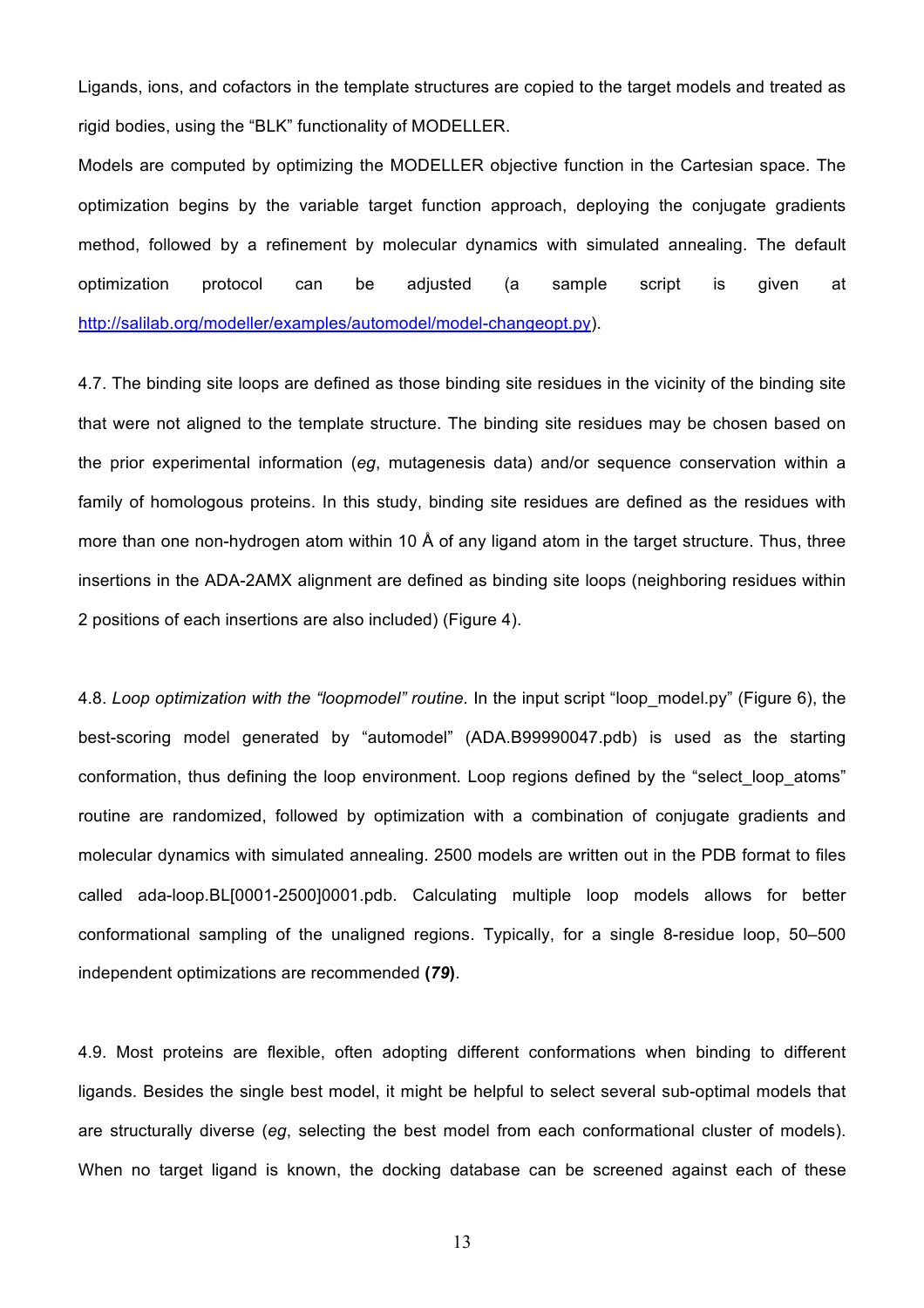Ligands, ions, and cofactors in the template structures are copied to the target models and treated as rigid bodies, using the "BLK" functionality of MODELLER.

Models are computed by optimizing the MODELLER objective function in the Cartesian space. The optimization begins by the variable target function approach, deploying the conjugate gradients method, followed by a refinement by molecular dynamics with simulated annealing. The default optimization protocol can be adjusted (a sample script is given at http://salilab.org/modeller/examples/automodel/model-changeopt.py).

4.7. The binding site loops are defined as those binding site residues in the vicinity of the binding site that were not aligned to the template structure. The binding site residues may be chosen based on the prior experimental information (*eg*, mutagenesis data) and/or sequence conservation within a family of homologous proteins. In this study, binding site residues are defined as the residues with more than one non-hydrogen atom within 10 Å of any ligand atom in the target structure. Thus, three insertions in the ADA-2AMX alignment are defined as binding site loops (neighboring residues within 2 positions of each insertions are also included) (Figure 4).

4.8. *Loop optimization with the "loopmodel" routine.* In the input script "loop_model.py" (Figure 6), the best-scoring model generated by "automodel" (ADA.B99990047.pdb) is used as the starting conformation, thus defining the loop environment. Loop regions defined by the "select_loop_atoms" routine are randomized, followed by optimization with a combination of conjugate gradients and molecular dynamics with simulated annealing. 2500 models are written out in the PDB format to files called ada-loop.BL[0001-2500]0001.pdb. Calculating multiple loop models allows for better conformational sampling of the unaligned regions. Typically, for a single 8-residue loop, 50–500 independent optimizations are recommended **(*79*)**.

4.9. Most proteins are flexible, often adopting different conformations when binding to different ligands. Besides the single best model, it might be helpful to select several sub-optimal models that are structurally diverse (*eg*, selecting the best model from each conformational cluster of models). When no target ligand is known, the docking database can be screened against each of these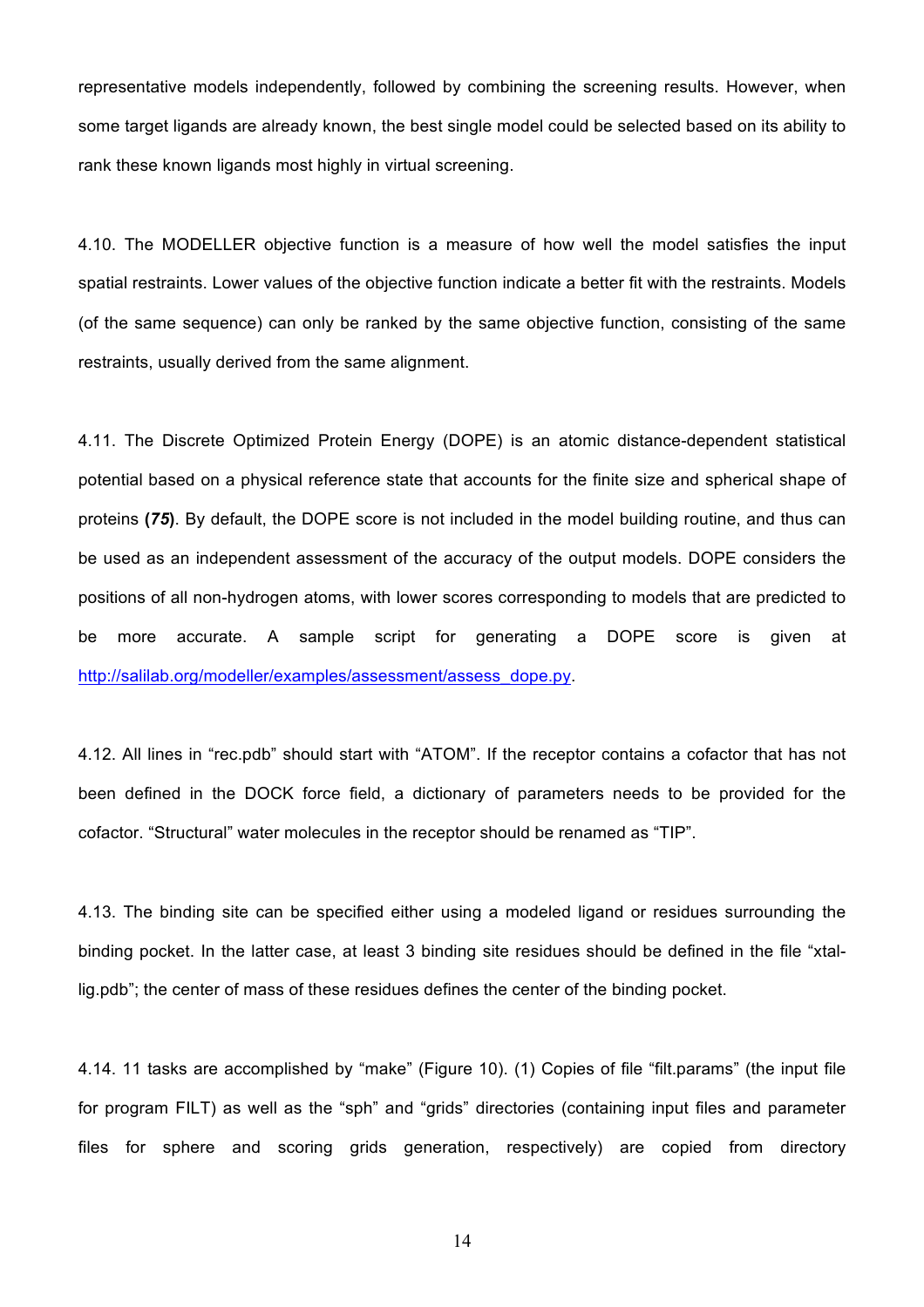representative models independently, followed by combining the screening results. However, when some target ligands are already known, the best single model could be selected based on its ability to rank these known ligands most highly in virtual screening.

4.10. The MODELLER objective function is a measure of how well the model satisfies the input spatial restraints. Lower values of the objective function indicate a better fit with the restraints. Models (of the same sequence) can only be ranked by the same objective function, consisting of the same restraints, usually derived from the same alignment.

4.11. The Discrete Optimized Protein Energy (DOPE) is an atomic distance-dependent statistical potential based on a physical reference state that accounts for the finite size and spherical shape of proteins **(*75*)**. By default, the DOPE score is not included in the model building routine, and thus can be used as an independent assessment of the accuracy of the output models. DOPE considers the positions of all non-hydrogen atoms, with lower scores corresponding to models that are predicted to be more accurate. A sample script for generating a DOPE score is given at http://salilab.org/modeller/examples/assessment/assess_dope.py.

4.12. All lines in “rec.pdb” should start with “ATOM”. If the receptor contains a cofactor that has not been defined in the DOCK force field, a dictionary of parameters needs to be provided for the cofactor. “Structural” water molecules in the receptor should be renamed as “TIP”.

4.13. The binding site can be specified either using a modeled ligand or residues surrounding the binding pocket. In the latter case, at least 3 binding site residues should be defined in the file “xtal-lig.pdb”; the center of mass of these residues defines the center of the binding pocket.

4.14. 11 tasks are accomplished by “make” (Figure 10). (1) Copies of file “filt.params” (the input file for program FILT) as well as the “sph” and “grids” directories (containing input files and parameter files for sphere and scoring grids generation, respectively) are copied from directory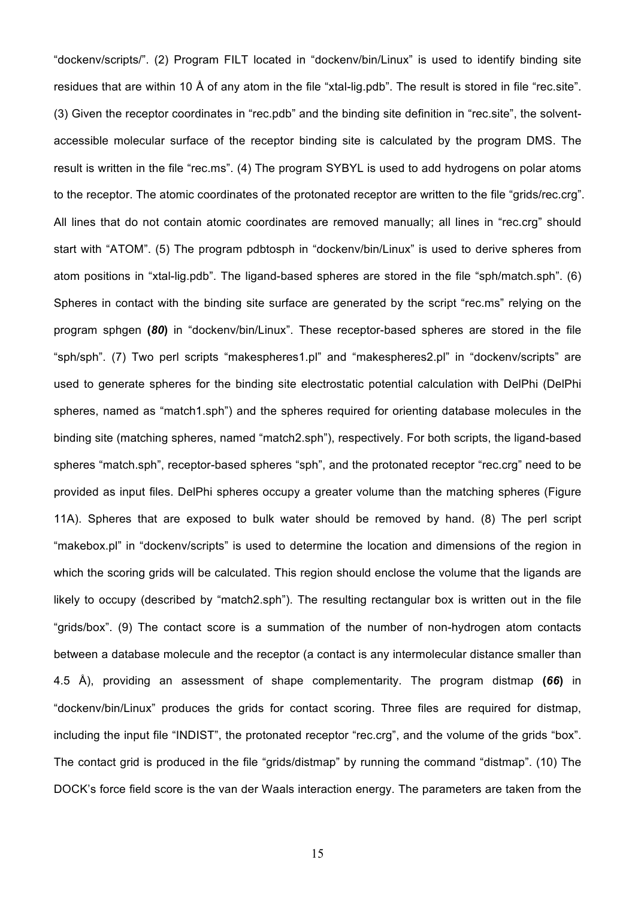“dockenv/scripts/”. (2) Program FILT located in “dockenv/bin/Linux” is used to identify binding site residues that are within 10 Å of any atom in the file “xtal-lig.pdb”. The result is stored in file “rec.site”. (3) Given the receptor coordinates in “rec.pdb” and the binding site definition in “rec.site”, the solvent-accessible molecular surface of the receptor binding site is calculated by the program DMS. The result is written in the file “rec.ms”. (4) The program SYBYL is used to add hydrogens on polar atoms to the receptor. The atomic coordinates of the protonated receptor are written to the file “grids/rec.crg”. All lines that do not contain atomic coordinates are removed manually; all lines in “rec.crg” should start with “ATOM”. (5) The program pdbtosph in “dockenv/bin/Linux” is used to derive spheres from atom positions in “xtal-lig.pdb”. The ligand-based spheres are stored in the file “sph/match.sph”. (6) Spheres in contact with the binding site surface are generated by the script “rec.ms” relying on the program sphgen **(*80*)** in “dockenv/bin/Linux”. These receptor-based spheres are stored in the file “sph/sph”. (7) Two perl scripts “makespheres1.pl” and “makespheres2.pl” in “dockenv/scripts” are used to generate spheres for the binding site electrostatic potential calculation with DelPhi (DelPhi spheres, named as “match1.sph”) and the spheres required for orienting database molecules in the binding site (matching spheres, named “match2.sph”), respectively. For both scripts, the ligand-based spheres “match.sph”, receptor-based spheres “sph”, and the protonated receptor “rec.crg” need to be provided as input files. DelPhi spheres occupy a greater volume than the matching spheres (Figure 11A). Spheres that are exposed to bulk water should be removed by hand. (8) The perl script “makebox.pl” in “dockenv/scripts” is used to determine the location and dimensions of the region in which the scoring grids will be calculated. This region should enclose the volume that the ligands are likely to occupy (described by “match2.sph”). The resulting rectangular box is written out in the file “grids/box”. (9) The contact score is a summation of the number of non-hydrogen atom contacts between a database molecule and the receptor (a contact is any intermolecular distance smaller than 4.5 Å), providing an assessment of shape complementarity. The program distmap **(*66*)** in “dockenv/bin/Linux” produces the grids for contact scoring. Three files are required for distmap, including the input file “INDIST”, the protonated receptor “rec.crg”, and the volume of the grids “box”. The contact grid is produced in the file “grids/distmap” by running the command “distmap”. (10) The DOCK’s force field score is the van der Waals interaction energy. The parameters are taken from the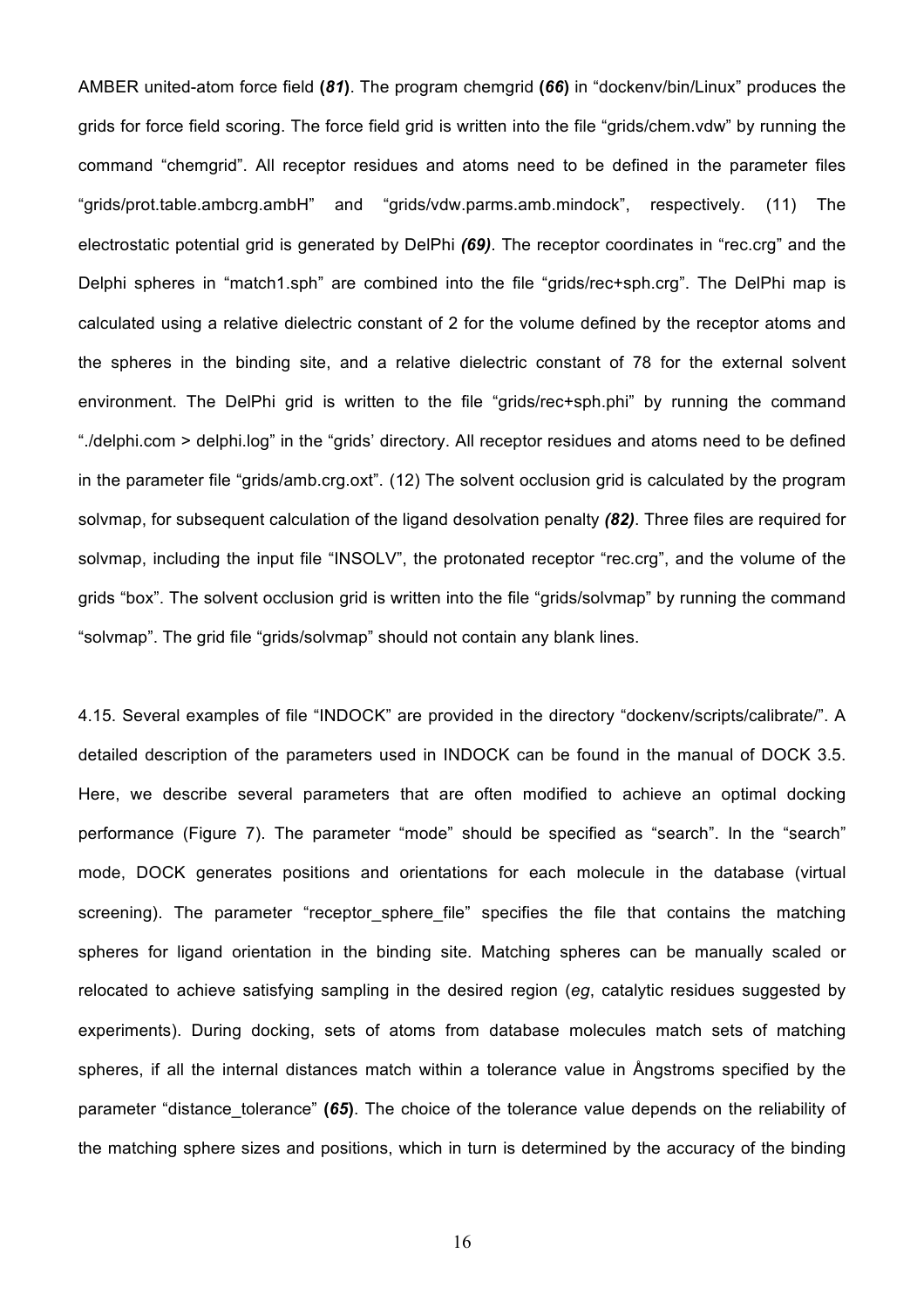AMBER united-atom force field **(*81*)**. The program chemgrid **(*66*)** in "dockenv/bin/Linux" produces the grids for force field scoring. The force field grid is written into the file "grids/chem.vdw" by running the command "chemgrid". All receptor residues and atoms need to be defined in the parameter files "grids/prot.table.ambcrg.ambH" and "grids/vdw.parms.amb.mindock", respectively. (11) The electrostatic potential grid is generated by DelPhi ***(69)***. The receptor coordinates in "rec.crg" and the Delphi spheres in "match1.sph" are combined into the file "grids/rec+sph.crg". The DelPhi map is calculated using a relative dielectric constant of 2 for the volume defined by the receptor atoms and the spheres in the binding site, and a relative dielectric constant of 78 for the external solvent environment. The DelPhi grid is written to the file "grids/rec+sph.phi" by running the command "./delphi.com > delphi.log" in the "grids' directory. All receptor residues and atoms need to be defined in the parameter file "grids/amb.crg.oxt". (12) The solvent occlusion grid is calculated by the program solvmap, for subsequent calculation of the ligand desolvation penalty ***(82)***. Three files are required for solvmap, including the input file "INSOLV", the protonated receptor "rec.crg", and the volume of the grids "box". The solvent occlusion grid is written into the file "grids/solvmap" by running the command "solvmap". The grid file "grids/solvmap" should not contain any blank lines.

4.15. Several examples of file "INDOCK" are provided in the directory "dockenv/scripts/calibrate/". A detailed description of the parameters used in INDOCK can be found in the manual of DOCK 3.5. Here, we describe several parameters that are often modified to achieve an optimal docking performance (Figure 7). The parameter "mode" should be specified as "search". In the "search" mode, DOCK generates positions and orientations for each molecule in the database (virtual screening). The parameter "receptor_sphere_file" specifies the file that contains the matching spheres for ligand orientation in the binding site. Matching spheres can be manually scaled or relocated to achieve satisfying sampling in the desired region (*eg*, catalytic residues suggested by experiments). During docking, sets of atoms from database molecules match sets of matching spheres, if all the internal distances match within a tolerance value in Ångstroms specified by the parameter "distance_tolerance" **(*65*)**. The choice of the tolerance value depends on the reliability of the matching sphere sizes and positions, which in turn is determined by the accuracy of the binding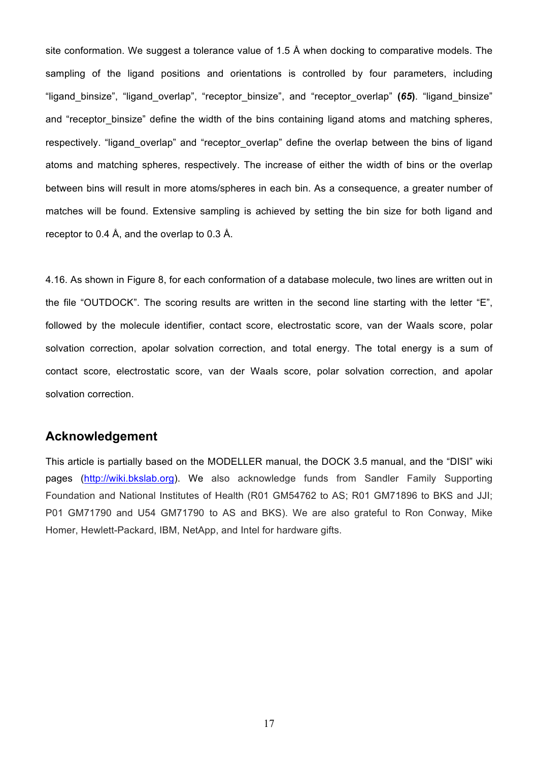site conformation. We suggest a tolerance value of 1.5 Å when docking to comparative models. The sampling of the ligand positions and orientations is controlled by four parameters, including "ligand_binsize", "ligand_overlap", "receptor_binsize", and "receptor_overlap" **(*65*)**. "ligand_binsize" and "receptor_binsize" define the width of the bins containing ligand atoms and matching spheres, respectively. "ligand_overlap" and "receptor_overlap" define the overlap between the bins of ligand atoms and matching spheres, respectively. The increase of either the width of bins or the overlap between bins will result in more atoms/spheres in each bin. As a consequence, a greater number of matches will be found. Extensive sampling is achieved by setting the bin size for both ligand and receptor to 0.4 Å, and the overlap to 0.3 Å.

4.16. As shown in Figure 8, for each conformation of a database molecule, two lines are written out in the file "OUTDOCK". The scoring results are written in the second line starting with the letter "E", followed by the molecule identifier, contact score, electrostatic score, van der Waals score, polar solvation correction, apolar solvation correction, and total energy. The total energy is a sum of contact score, electrostatic score, van der Waals score, polar solvation correction, and apolar solvation correction.

## Acknowledgement

This article is partially based on the MODELLER manual, the DOCK 3.5 manual, and the "DISI" wiki pages (http://wiki.bkslab.org). We also acknowledge funds from Sandler Family Supporting Foundation and National Institutes of Health (R01 GM54762 to AS; R01 GM71896 to BKS and JJI; P01 GM71790 and U54 GM71790 to AS and BKS). We are also grateful to Ron Conway, Mike Homer, Hewlett-Packard, IBM, NetApp, and Intel for hardware gifts.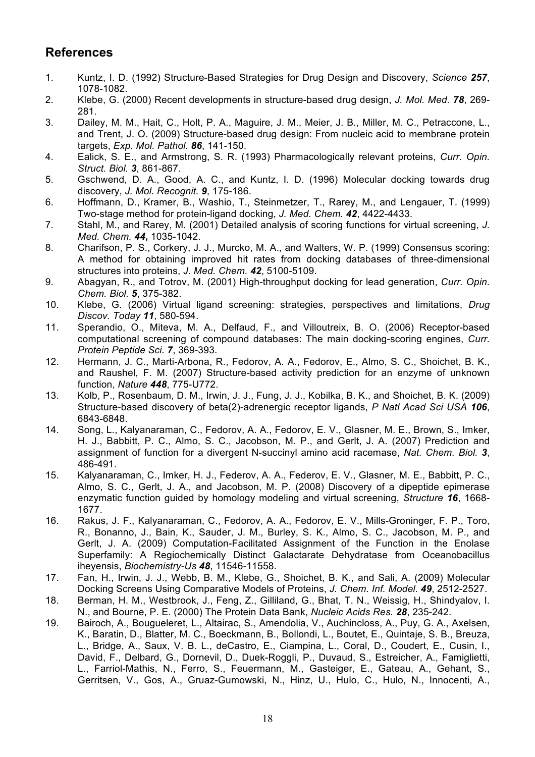## References

1. Kuntz, I. D. (1992) Structure-Based Strategies for Drug Design and Discovery, *Science* ***257***, 1078-1082.
2. Klebe, G. (2000) Recent developments in structure-based drug design, *J. Mol. Med.* ***78***, 269-281.
3. Dailey, M. M., Hait, C., Holt, P. A., Maguire, J. M., Meier, J. B., Miller, M. C., Petraccone, L., and Trent, J. O. (2009) Structure-based drug design: From nucleic acid to membrane protein targets, *Exp. Mol. Pathol.* ***86***, 141-150.
4. Ealick, S. E., and Armstrong, S. R. (1993) Pharmacologically relevant proteins, *Curr. Opin. Struct. Biol.* ***3***, 861-867.
5. Gschwend, D. A., Good, A. C., and Kuntz, I. D. (1996) Molecular docking towards drug discovery, *J. Mol. Recognit.* ***9***, 175-186.
6. Hoffmann, D., Kramer, B., Washio, T., Steinmetzer, T., Rarey, M., and Lengauer, T. (1999) Two-stage method for protein-ligand docking, *J. Med. Chem.* ***42***, 4422-4433.
7. Stahl, M., and Rarey, M. (2001) Detailed analysis of scoring functions for virtual screening, *J. Med. Chem.* ***44*****,** 1035-1042.
8. Charifson, P. S., Corkery, J. J., Murcko, M. A., and Walters, W. P. (1999) Consensus scoring: A method for obtaining improved hit rates from docking databases of three-dimensional structures into proteins, *J. Med. Chem.* ***42***, 5100-5109.
9. Abagyan, R., and Totrov, M. (2001) High-throughput docking for lead generation, *Curr. Opin. Chem. Biol.* ***5***, 375-382.
10. Klebe, G. (2006) Virtual ligand screening: strategies, perspectives and limitations, *Drug Discov. Today* ***11***, 580-594.
11. Sperandio, O., Miteva, M. A., Delfaud, F., and Villoutreix, B. O. (2006) Receptor-based computational screening of compound databases: The main docking-scoring engines, *Curr. Protein Peptide Sci.* ***7***, 369-393.
12. Hermann, J. C., Marti-Arbona, R., Fedorov, A. A., Fedorov, E., Almo, S. C., Shoichet, B. K., and Raushel, F. M. (2007) Structure-based activity prediction for an enzyme of unknown function, *Nature* ***448***, 775-U772.
13. Kolb, P., Rosenbaum, D. M., Irwin, J. J., Fung, J. J., Kobilka, B. K., and Shoichet, B. K. (2009) Structure-based discovery of beta(2)-adrenergic receptor ligands, *P Natl Acad Sci USA* ***106***, 6843-6848.
14. Song, L., Kalyanaraman, C., Fedorov, A. A., Fedorov, E. V., Glasner, M. E., Brown, S., Imker, H. J., Babbitt, P. C., Almo, S. C., Jacobson, M. P., and Gerlt, J. A. (2007) Prediction and assignment of function for a divergent N-succinyl amino acid racemase, *Nat. Chem. Biol.* ***3***, 486-491.
15. Kalyanaraman, C., Imker, H. J., Federov, A. A., Federov, E. V., Glasner, M. E., Babbitt, P. C., Almo, S. C., Gerlt, J. A., and Jacobson, M. P. (2008) Discovery of a dipeptide epimerase enzymatic function guided by homology modeling and virtual screening, *Structure* ***16***, 1668-1677.
16. Rakus, J. F., Kalyanaraman, C., Fedorov, A. A., Fedorov, E. V., Mills-Groninger, F. P., Toro, R., Bonanno, J., Bain, K., Sauder, J. M., Burley, S. K., Almo, S. C., Jacobson, M. P., and Gerlt, J. A. (2009) Computation-Facilitated Assignment of the Function in the Enolase Superfamily: A Regiochemically Distinct Galactarate Dehydratase from Oceanobacillus iheyensis, *Biochemistry-Us* ***48***, 11546-11558.
17. Fan, H., Irwin, J. J., Webb, B. M., Klebe, G., Shoichet, B. K., and Sali, A. (2009) Molecular Docking Screens Using Comparative Models of Proteins, *J. Chem. Inf. Model.* ***49***, 2512-2527.
18. Berman, H. M., Westbrook, J., Feng, Z., Gilliland, G., Bhat, T. N., Weissig, H., Shindyalov, I. N., and Bourne, P. E. (2000) The Protein Data Bank, *Nucleic Acids Res.* ***28***, 235-242.
19. Bairoch, A., Bougueleret, L., Altairac, S., Amendolia, V., Auchincloss, A., Puy, G. A., Axelsen, K., Baratin, D., Blatter, M. C., Boeckmann, B., Bollondi, L., Boutet, E., Quintaje, S. B., Breuza, L., Bridge, A., Saux, V. B. L., deCastro, E., Ciampina, L., Coral, D., Coudert, E., Cusin, I., David, F., Delbard, G., Dornevil, D., Duek-Roggli, P., Duvaud, S., Estreicher, A., Famiglietti, L., Farriol-Mathis, N., Ferro, S., Feuermann, M., Gasteiger, E., Gateau, A., Gehant, S., Gerritsen, V., Gos, A., Gruaz-Gumowski, N., Hinz, U., Hulo, C., Hulo, N., Innocenti, A.,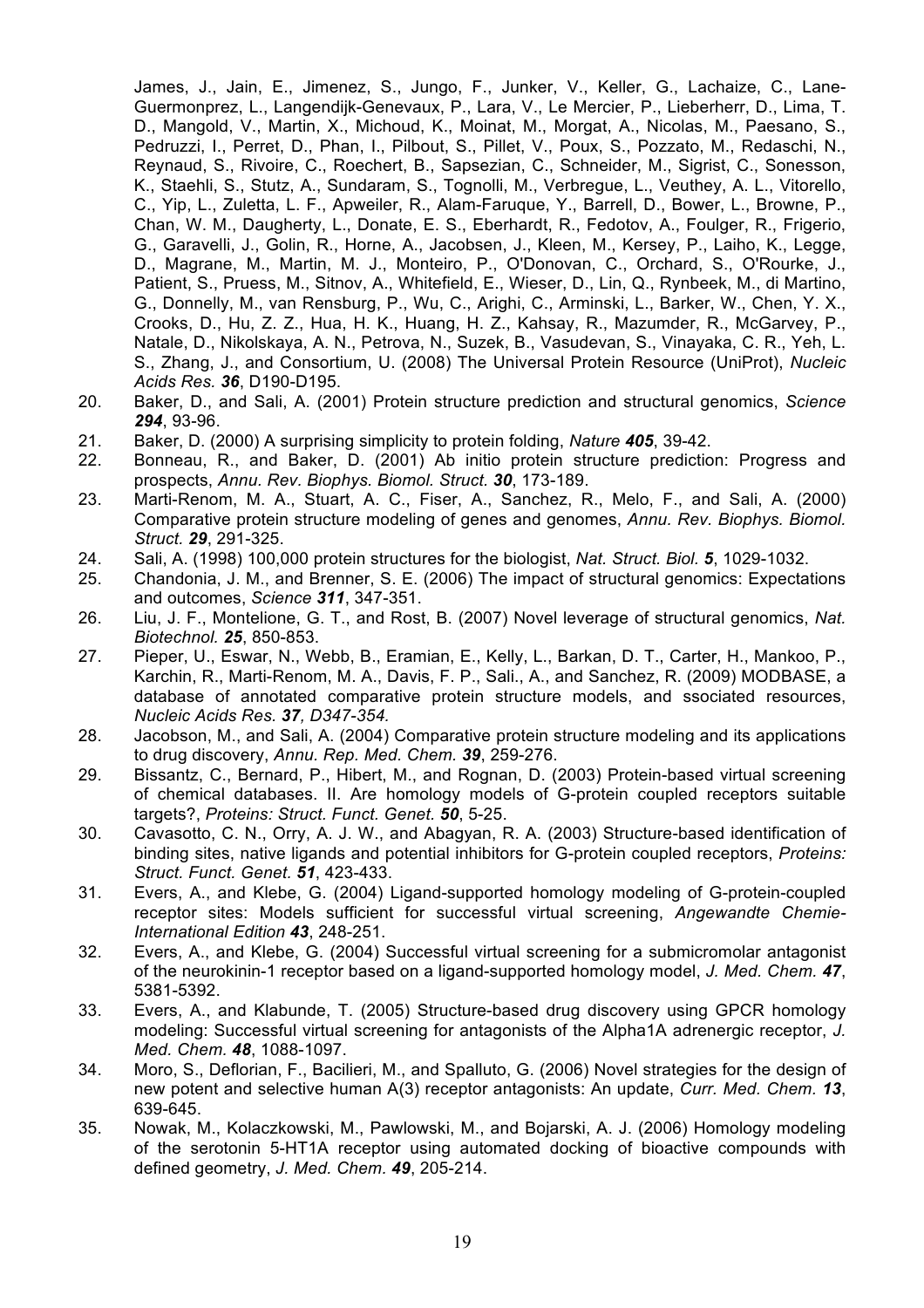James, J., Jain, E., Jimenez, S., Jungo, F., Junker, V., Keller, G., Lachaize, C., Lane-Guermonprez, L., Langendijk-Genevaux, P., Lara, V., Le Mercier, P., Lieberherr, D., Lima, T. D., Mangold, V., Martin, X., Michoud, K., Moinat, M., Morgat, A., Nicolas, M., Paesano, S., Pedruzzi, I., Perret, D., Phan, I., Pilbout, S., Pillet, V., Poux, S., Pozzato, M., Redaschi, N., Reynaud, S., Rivoire, C., Roechert, B., Sapsezian, C., Schneider, M., Sigrist, C., Sonesson, K., Staehli, S., Stutz, A., Sundaram, S., Tognolli, M., Verbregue, L., Veuthey, A. L., Vitorello, C., Yip, L., Zuletta, L. F., Apweiler, R., Alam-Faruque, Y., Barrell, D., Bower, L., Browne, P., Chan, W. M., Daugherty, L., Donate, E. S., Eberhardt, R., Fedotov, A., Foulger, R., Frigerio, G., Garavelli, J., Golin, R., Horne, A., Jacobsen, J., Kleen, M., Kersey, P., Laiho, K., Legge, D., Magrane, M., Martin, M. J., Monteiro, P., O'Donovan, C., Orchard, S., O'Rourke, J., Patient, S., Pruess, M., Sitnov, A., Whitefield, E., Wieser, D., Lin, Q., Rynbeek, M., di Martino, G., Donnelly, M., van Rensburg, P., Wu, C., Arighi, C., Arminski, L., Barker, W., Chen, Y. X., Crooks, D., Hu, Z. Z., Hua, H. K., Huang, H. Z., Kahsay, R., Mazumder, R., McGarvey, P., Natale, D., Nikolskaya, A. N., Petrova, N., Suzek, B., Vasudevan, S., Vinayaka, C. R., Yeh, L. S., Zhang, J., and Consortium, U. (2008) The Universal Protein Resource (UniProt), *Nucleic Acids Res.* ***36***, D190-D195.

20. Baker, D., and Sali, A. (2001) Protein structure prediction and structural genomics, *Science* ***294***, 93-96.
21. Baker, D. (2000) A surprising simplicity to protein folding, *Nature* ***405***, 39-42.
22. Bonneau, R., and Baker, D. (2001) Ab initio protein structure prediction: Progress and prospects, *Annu. Rev. Biophys. Biomol. Struct.* ***30***, 173-189.
23. Marti-Renom, M. A., Stuart, A. C., Fiser, A., Sanchez, R., Melo, F., and Sali, A. (2000) Comparative protein structure modeling of genes and genomes, *Annu. Rev. Biophys. Biomol. Struct.* ***29***, 291-325.
24. Sali, A. (1998) 100,000 protein structures for the biologist, *Nat. Struct. Biol.* ***5***, 1029-1032.
25. Chandonia, J. M., and Brenner, S. E. (2006) The impact of structural genomics: Expectations and outcomes, *Science* ***311***, 347-351.
26. Liu, J. F., Montelione, G. T., and Rost, B. (2007) Novel leverage of structural genomics, *Nat. Biotechnol.* ***25***, 850-853.
27. Pieper, U., Eswar, N., Webb, B., Eramian, E., Kelly, L., Barkan, D. T., Carter, H., Mankoo, P., Karchin, R., Marti-Renom, M. A., Davis, F. P., Sali., A., and Sanchez, R. (2009) MODBASE, a database of annotated comparative protein structure models, and ssociated resources, *Nucleic Acids Res.* ***37****, D347-354.*
28. Jacobson, M., and Sali, A. (2004) Comparative protein structure modeling and its applications to drug discovery, *Annu. Rep. Med. Chem.* ***39***, 259-276.
29. Bissantz, C., Bernard, P., Hibert, M., and Rognan, D. (2003) Protein-based virtual screening of chemical databases. II. Are homology models of G-protein coupled receptors suitable targets?, *Proteins: Struct. Funct. Genet.* ***50***, 5-25.
30. Cavasotto, C. N., Orry, A. J. W., and Abagyan, R. A. (2003) Structure-based identification of binding sites, native ligands and potential inhibitors for G-protein coupled receptors, *Proteins: Struct. Funct. Genet.* ***51***, 423-433.
31. Evers, A., and Klebe, G. (2004) Ligand-supported homology modeling of G-protein-coupled receptor sites: Models sufficient for successful virtual screening, *Angewandte Chemie-International Edition* ***43***, 248-251.
32. Evers, A., and Klebe, G. (2004) Successful virtual screening for a submicromolar antagonist of the neurokinin-1 receptor based on a ligand-supported homology model, *J. Med. Chem.* ***47***, 5381-5392.
33. Evers, A., and Klabunde, T. (2005) Structure-based drug discovery using GPCR homology modeling: Successful virtual screening for antagonists of the Alpha1A adrenergic receptor, *J. Med. Chem.* ***48***, 1088-1097.
34. Moro, S., Deflorian, F., Bacilieri, M., and Spalluto, G. (2006) Novel strategies for the design of new potent and selective human A(3) receptor antagonists: An update, *Curr. Med. Chem.* ***13***, 639-645.
35. Nowak, M., Kolaczkowski, M., Pawlowski, M., and Bojarski, A. J. (2006) Homology modeling of the serotonin 5-HT1A receptor using automated docking of bioactive compounds with defined geometry, *J. Med. Chem.* ***49***, 205-214.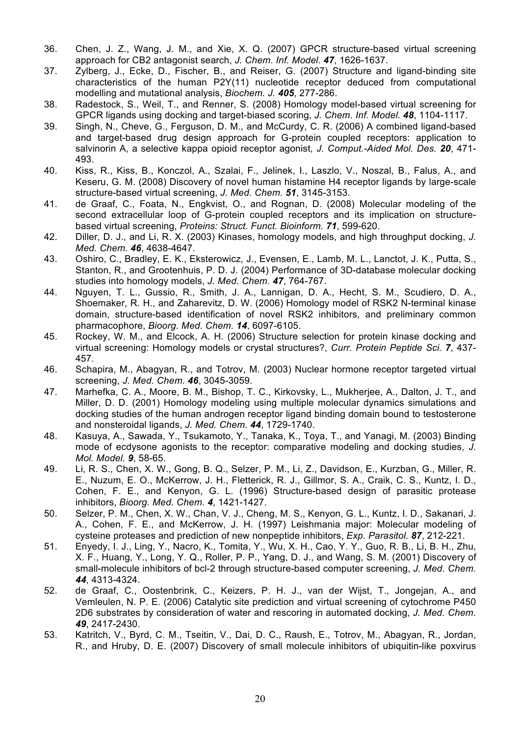36. Chen, J. Z., Wang, J. M., and Xie, X. Q. (2007) GPCR structure-based virtual screening approach for CB2 antagonist search, *J. Chem. Inf. Model.* ***47***, 1626-1637.
37. Zylberg, J., Ecke, D., Fischer, B., and Reiser, G. (2007) Structure and ligand-binding site characteristics of the human P2Y(11) nucleotide receptor deduced from computational modelling and mutational analysis, *Biochem. J.* ***405***, 277-286.
38. Radestock, S., Weil, T., and Renner, S. (2008) Homology model-based virtual screening for GPCR ligands using docking and target-biased scoring, *J. Chem. Inf. Model.* ***48***, 1104-1117.
39. Singh, N., Cheve, G., Ferguson, D. M., and McCurdy, C. R. (2006) A combined ligand-based and target-based drug design approach for G-protein coupled receptors: application to salvinorin A, a selective kappa opioid receptor agonist, *J. Comput.-Aided Mol. Des.* ***20***, 471-493.
40. Kiss, R., Kiss, B., Konczol, A., Szalai, F., Jelinek, I., Laszlo, V., Noszal, B., Falus, A., and Keseru, G. M. (2008) Discovery of novel human histamine H4 receptor ligands by large-scale structure-based virtual screening, *J. Med. Chem.* ***51***, 3145-3153.
41. de Graaf, C., Foata, N., Engkvist, O., and Rognan, D. (2008) Molecular modeling of the second extracellular loop of G-protein coupled receptors and its implication on structure-based virtual screening, *Proteins: Struct. Funct. Bioinform.* ***71***, 599-620.
42. Diller, D. J., and Li, R. X. (2003) Kinases, homology models, and high throughput docking, *J. Med. Chem.* ***46***, 4638-4647.
43. Oshiro, C., Bradley, E. K., Eksterowicz, J., Evensen, E., Lamb, M. L., Lanctot, J. K., Putta, S., Stanton, R., and Grootenhuis, P. D. J. (2004) Performance of 3D-database molecular docking studies into homology models, *J. Med. Chem.* ***47***, 764-767.
44. Nguyen, T. L., Gussio, R., Smith, J. A., Lannigan, D. A., Hecht, S. M., Scudiero, D. A., Shoemaker, R. H., and Zaharevitz, D. W. (2006) Homology model of RSK2 N-terminal kinase domain, structure-based identification of novel RSK2 inhibitors, and preliminary common pharmacophore, *Bioorg. Med. Chem.* ***14***, 6097-6105.
45. Rockey, W. M., and Elcock, A. H. (2006) Structure selection for protein kinase docking and virtual screening: Homology models or crystal structures?, *Curr. Protein Peptide Sci.* ***7***, 437-457.
46. Schapira, M., Abagyan, R., and Totrov, M. (2003) Nuclear hormone receptor targeted virtual screening, *J. Med. Chem.* ***46***, 3045-3059.
47. Marhefka, C. A., Moore, B. M., Bishop, T. C., Kirkovsky, L., Mukherjee, A., Dalton, J. T., and Miller, D. D. (2001) Homology modeling using multiple molecular dynamics simulations and docking studies of the human androgen receptor ligand binding domain bound to testosterone and nonsteroidal ligands, *J. Med. Chem.* ***44***, 1729-1740.
48. Kasuya, A., Sawada, Y., Tsukamoto, Y., Tanaka, K., Toya, T., and Yanagi, M. (2003) Binding mode of ecdysone agonists to the receptor: comparative modeling and docking studies, *J. Mol. Model.* ***9***, 58-65.
49. Li, R. S., Chen, X. W., Gong, B. Q., Selzer, P. M., Li, Z., Davidson, E., Kurzban, G., Miller, R. E., Nuzum, E. O., McKerrow, J. H., Fletterick, R. J., Gillmor, S. A., Craik, C. S., Kuntz, I. D., Cohen, F. E., and Kenyon, G. L. (1996) Structure-based design of parasitic protease inhibitors, *Bioorg. Med. Chem.* ***4***, 1421-1427.
50. Selzer, P. M., Chen, X. W., Chan, V. J., Cheng, M. S., Kenyon, G. L., Kuntz, I. D., Sakanari, J. A., Cohen, F. E., and McKerrow, J. H. (1997) Leishmania major: Molecular modeling of cysteine proteases and prediction of new nonpeptide inhibitors, *Exp. Parasitol.* ***87***, 212-221.
51. Enyedy, I. J., Ling, Y., Nacro, K., Tomita, Y., Wu, X. H., Cao, Y. Y., Guo, R. B., Li, B. H., Zhu, X. F., Huang, Y., Long, Y. Q., Roller, P. P., Yang, D. J., and Wang, S. M. (2001) Discovery of small-molecule inhibitors of bcl-2 through structure-based computer screening, *J. Med. Chem.* ***44***, 4313-4324.
52. de Graaf, C., Oostenbrink, C., Keizers, P. H. J., van der Wijst, T., Jongejan, A., and Vemleulen, N. P. E. (2006) Catalytic site prediction and virtual screening of cytochrome P450 2D6 substrates by consideration of water and rescoring in automated docking, *J. Med. Chem.* ***49***, 2417-2430.
53. Katritch, V., Byrd, C. M., Tseitin, V., Dai, D. C., Raush, E., Totrov, M., Abagyan, R., Jordan, R., and Hruby, D. E. (2007) Discovery of small molecule inhibitors of ubiquitin-like poxvirus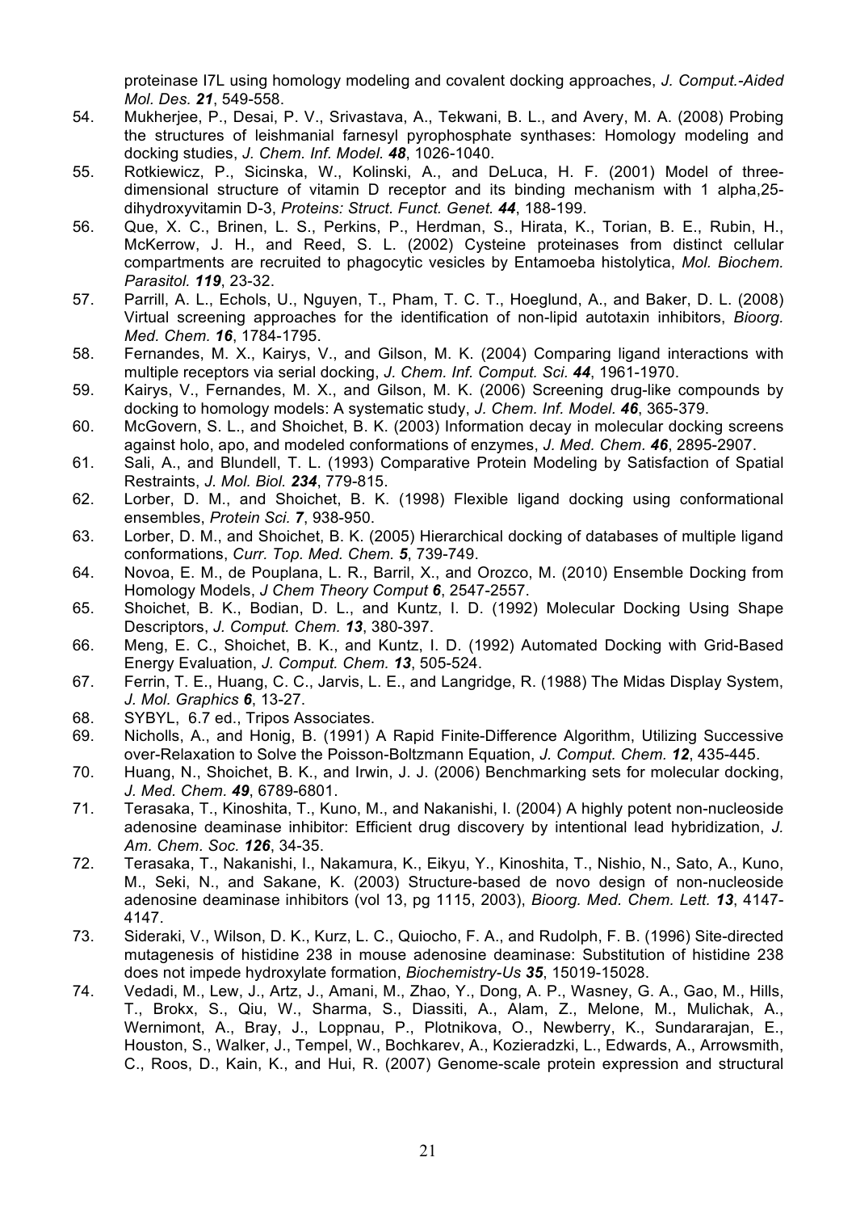proteinase I7L using homology modeling and covalent docking approaches, *J. Comput.-Aided Mol. Des.* ***21***, 549-558.

54. Mukherjee, P., Desai, P. V., Srivastava, A., Tekwani, B. L., and Avery, M. A. (2008) Probing the structures of leishmanial farnesyl pyrophosphate synthases: Homology modeling and docking studies, *J. Chem. Inf. Model.* ***48***, 1026-1040.
55. Rotkiewicz, P., Sicinska, W., Kolinski, A., and DeLuca, H. F. (2001) Model of three-dimensional structure of vitamin D receptor and its binding mechanism with 1 alpha,25-dihydroxyvitamin D-3, *Proteins: Struct. Funct. Genet.* ***44***, 188-199.
56. Que, X. C., Brinen, L. S., Perkins, P., Herdman, S., Hirata, K., Torian, B. E., Rubin, H., McKerrow, J. H., and Reed, S. L. (2002) Cysteine proteinases from distinct cellular compartments are recruited to phagocytic vesicles by Entamoeba histolytica, *Mol. Biochem. Parasitol.* ***119***, 23-32.
57. Parrill, A. L., Echols, U., Nguyen, T., Pham, T. C. T., Hoeglund, A., and Baker, D. L. (2008) Virtual screening approaches for the identification of non-lipid autotaxin inhibitors, *Bioorg. Med. Chem.* ***16***, 1784-1795.
58. Fernandes, M. X., Kairys, V., and Gilson, M. K. (2004) Comparing ligand interactions with multiple receptors via serial docking, *J. Chem. Inf. Comput. Sci.* ***44***, 1961-1970.
59. Kairys, V., Fernandes, M. X., and Gilson, M. K. (2006) Screening drug-like compounds by docking to homology models: A systematic study, *J. Chem. Inf. Model.* ***46***, 365-379.
60. McGovern, S. L., and Shoichet, B. K. (2003) Information decay in molecular docking screens against holo, apo, and modeled conformations of enzymes, *J. Med. Chem.* ***46***, 2895-2907.
61. Sali, A., and Blundell, T. L. (1993) Comparative Protein Modeling by Satisfaction of Spatial Restraints, *J. Mol. Biol.* ***234***, 779-815.
62. Lorber, D. M., and Shoichet, B. K. (1998) Flexible ligand docking using conformational ensembles, *Protein Sci.* ***7***, 938-950.
63. Lorber, D. M., and Shoichet, B. K. (2005) Hierarchical docking of databases of multiple ligand conformations, *Curr. Top. Med. Chem.* ***5***, 739-749.
64. Novoa, E. M., de Pouplana, L. R., Barril, X., and Orozco, M. (2010) Ensemble Docking from Homology Models, *J Chem Theory Comput* ***6***, 2547-2557.
65. Shoichet, B. K., Bodian, D. L., and Kuntz, I. D. (1992) Molecular Docking Using Shape Descriptors, *J. Comput. Chem.* ***13***, 380-397.
66. Meng, E. C., Shoichet, B. K., and Kuntz, I. D. (1992) Automated Docking with Grid-Based Energy Evaluation, *J. Comput. Chem.* ***13***, 505-524.
67. Ferrin, T. E., Huang, C. C., Jarvis, L. E., and Langridge, R. (1988) The Midas Display System, *J. Mol. Graphics* ***6***, 13-27.
68. SYBYL, 6.7 ed., Tripos Associates.
69. Nicholls, A., and Honig, B. (1991) A Rapid Finite-Difference Algorithm, Utilizing Successive over-Relaxation to Solve the Poisson-Boltzmann Equation, *J. Comput. Chem.* ***12***, 435-445.
70. Huang, N., Shoichet, B. K., and Irwin, J. J. (2006) Benchmarking sets for molecular docking, *J. Med. Chem.* ***49***, 6789-6801.
71. Terasaka, T., Kinoshita, T., Kuno, M., and Nakanishi, I. (2004) A highly potent non-nucleoside adenosine deaminase inhibitor: Efficient drug discovery by intentional lead hybridization, *J. Am. Chem. Soc.* ***126***, 34-35.
72. Terasaka, T., Nakanishi, I., Nakamura, K., Eikyu, Y., Kinoshita, T., Nishio, N., Sato, A., Kuno, M., Seki, N., and Sakane, K. (2003) Structure-based de novo design of non-nucleoside adenosine deaminase inhibitors (vol 13, pg 1115, 2003), *Bioorg. Med. Chem. Lett.* ***13***, 4147-4147.
73. Sideraki, V., Wilson, D. K., Kurz, L. C., Quiocho, F. A., and Rudolph, F. B. (1996) Site-directed mutagenesis of histidine 238 in mouse adenosine deaminase: Substitution of histidine 238 does not impede hydroxylate formation, *Biochemistry-Us* ***35***, 15019-15028.
74. Vedadi, M., Lew, J., Artz, J., Amani, M., Zhao, Y., Dong, A. P., Wasney, G. A., Gao, M., Hills, T., Brokx, S., Qiu, W., Sharma, S., Diassiti, A., Alam, Z., Melone, M., Mulichak, A., Wernimont, A., Bray, J., Loppnau, P., Plotnikova, O., Newberry, K., Sundararajan, E., Houston, S., Walker, J., Tempel, W., Bochkarev, A., Kozieradzki, L., Edwards, A., Arrowsmith, C., Roos, D., Kain, K., and Hui, R. (2007) Genome-scale protein expression and structural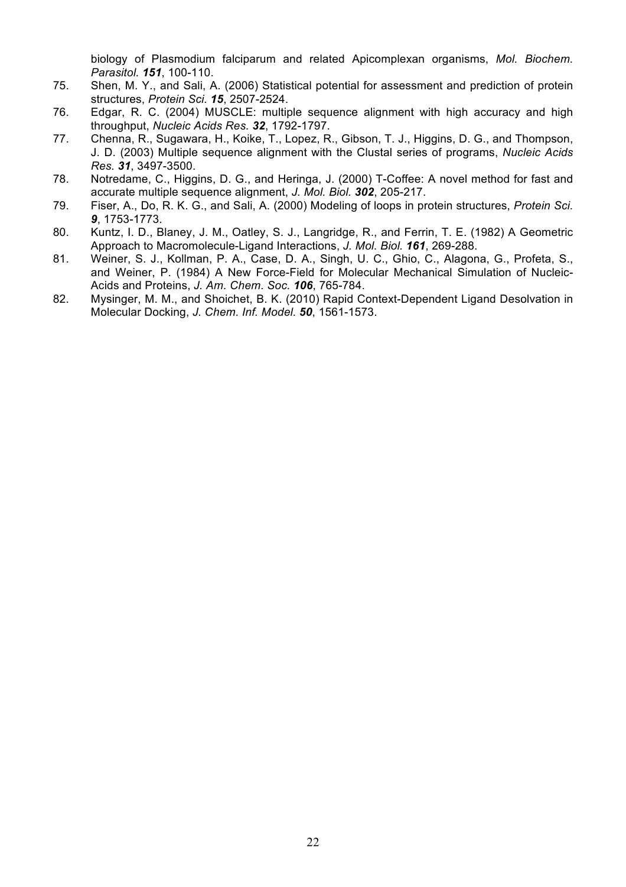biology of Plasmodium falciparum and related Apicomplexan organisms, *Mol. Biochem. Parasitol.* ***151***, 100-110.

75. Shen, M. Y., and Sali, A. (2006) Statistical potential for assessment and prediction of protein structures, *Protein Sci.* ***15***, 2507-2524.
76. Edgar, R. C. (2004) MUSCLE: multiple sequence alignment with high accuracy and high throughput, *Nucleic Acids Res.* ***32***, 1792-1797.
77. Chenna, R., Sugawara, H., Koike, T., Lopez, R., Gibson, T. J., Higgins, D. G., and Thompson, J. D. (2003) Multiple sequence alignment with the Clustal series of programs, *Nucleic Acids Res.* ***31***, 3497-3500.
78. Notredame, C., Higgins, D. G., and Heringa, J. (2000) T-Coffee: A novel method for fast and accurate multiple sequence alignment, *J. Mol. Biol.* ***302***, 205-217.
79. Fiser, A., Do, R. K. G., and Sali, A. (2000) Modeling of loops in protein structures, *Protein Sci.* ***9***, 1753-1773.
80. Kuntz, I. D., Blaney, J. M., Oatley, S. J., Langridge, R., and Ferrin, T. E. (1982) A Geometric Approach to Macromolecule-Ligand Interactions, *J. Mol. Biol.* ***161***, 269-288.
81. Weiner, S. J., Kollman, P. A., Case, D. A., Singh, U. C., Ghio, C., Alagona, G., Profeta, S., and Weiner, P. (1984) A New Force-Field for Molecular Mechanical Simulation of Nucleic-Acids and Proteins, *J. Am. Chem. Soc.* ***106***, 765-784.
82. Mysinger, M. M., and Shoichet, B. K. (2010) Rapid Context-Dependent Ligand Desolvation in Molecular Docking, *J. Chem. Inf. Model.* ***50***, 1561-1573.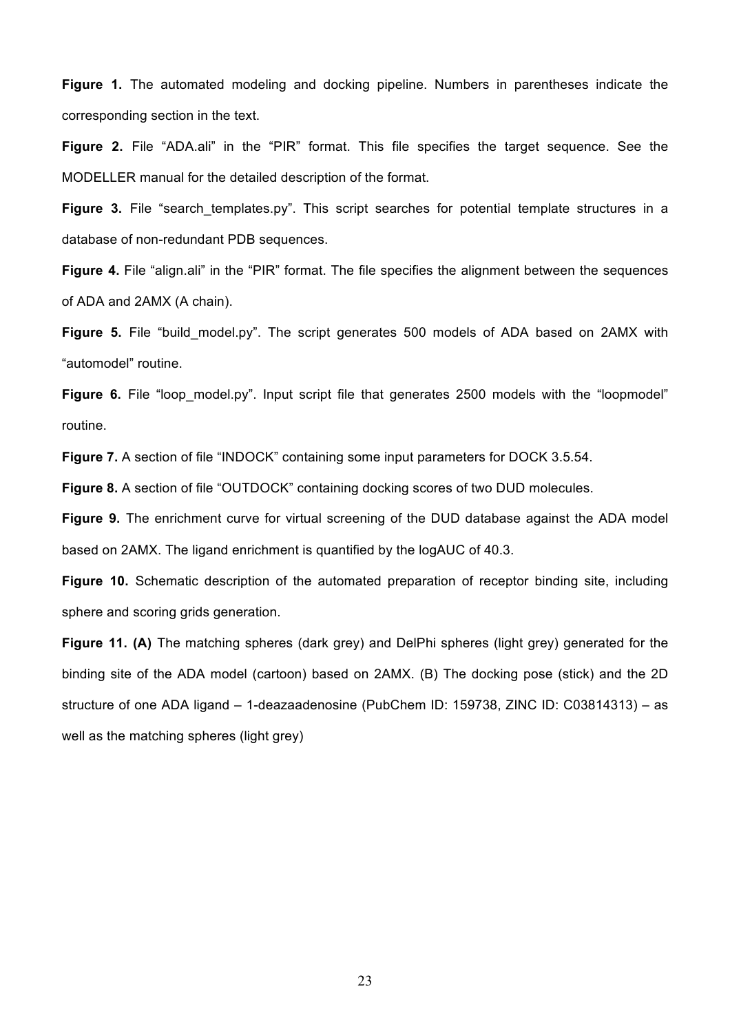**Figure 1.** The automated modeling and docking pipeline. Numbers in parentheses indicate the corresponding section in the text.

**Figure 2.** File "ADA.ali" in the "PIR" format. This file specifies the target sequence. See the MODELLER manual for the detailed description of the format.

**Figure 3.** File "search_templates.py". This script searches for potential template structures in a database of non-redundant PDB sequences.

**Figure 4.** File "align.ali" in the "PIR" format. The file specifies the alignment between the sequences of ADA and 2AMX (A chain).

**Figure 5.** File "build_model.py". The script generates 500 models of ADA based on 2AMX with "automodel" routine.

**Figure 6.** File "loop_model.py". Input script file that generates 2500 models with the "loopmodel" routine.

**Figure 7.** A section of file "INDOCK" containing some input parameters for DOCK 3.5.54.

**Figure 8.** A section of file "OUTDOCK" containing docking scores of two DUD molecules.

**Figure 9.** The enrichment curve for virtual screening of the DUD database against the ADA model based on 2AMX. The ligand enrichment is quantified by the logAUC of 40.3.

**Figure 10.** Schematic description of the automated preparation of receptor binding site, including sphere and scoring grids generation.

**Figure 11. (A)** The matching spheres (dark grey) and DelPhi spheres (light grey) generated for the binding site of the ADA model (cartoon) based on 2AMX. (B) The docking pose (stick) and the 2D structure of one ADA ligand – 1-deazaadenosine (PubChem ID: 159738, ZINC ID: C03814313) – as well as the matching spheres (light grey)